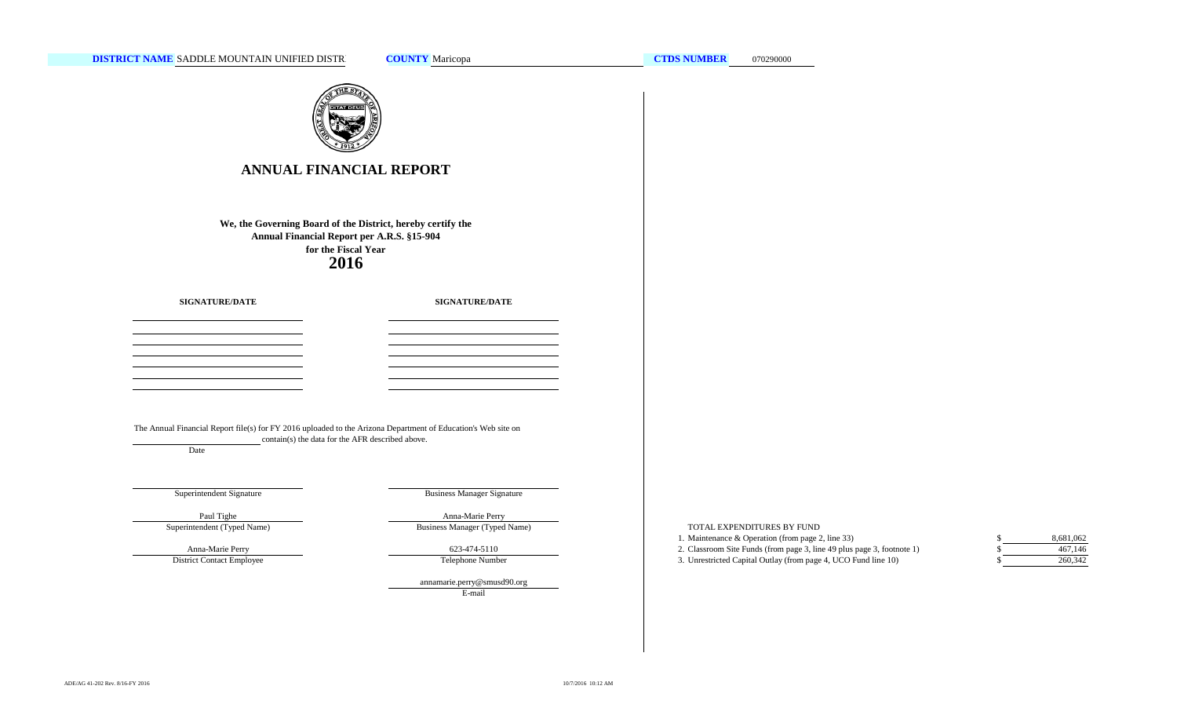**DISTRICT NAME** SADDLE MOUNTAIN UNIFIED DISTR **COUNTY** Maricopa **CTDS NUMBER** 070290000

# ANNUAL FINANCIAL REPORT

**We, the Governing Board of the District, hereby certify the Annual Financial Report per A.R.S. §15-904 for the Fiscal Year**

**2016**

| SIGNATURE/DATE | SIGNATURE/DATE |
|---|---|
| | |
| | |
| | |
| | |
| | |
| | |

The Annual Financial Report file(s) for FY 2016 uploaded to the Arizona Department of Education's Web site on ____________ contain(s) the data for the AFR described above.

Date

| | |
|---|---|
| Superintendent Signature | Business Manager Signature |
| Paul Tighe | Anna-Marie Perry |
| Superintendent (Typed Name) | Business Manager (Typed Name) |
| Anna-Marie Perry | 623-474-5110 |
| District Contact Employee | Telephone Number |
| | annamarie.perry@smusd90.org |
| | E-mail |

TOTAL EXPENDITURES BY FUND

| | | |
|---|---|---|
| 1. Maintenance & Operation (from page 2, line 33) | $ | 8,681,062 |
| 2. Classroom Site Funds (from page 3, line 49 plus page 3, footnote 1) | $ | 467,146 |
| 3. Unrestricted Capital Outlay (from page 4, UCO Fund line 10) | $ | 260,342 |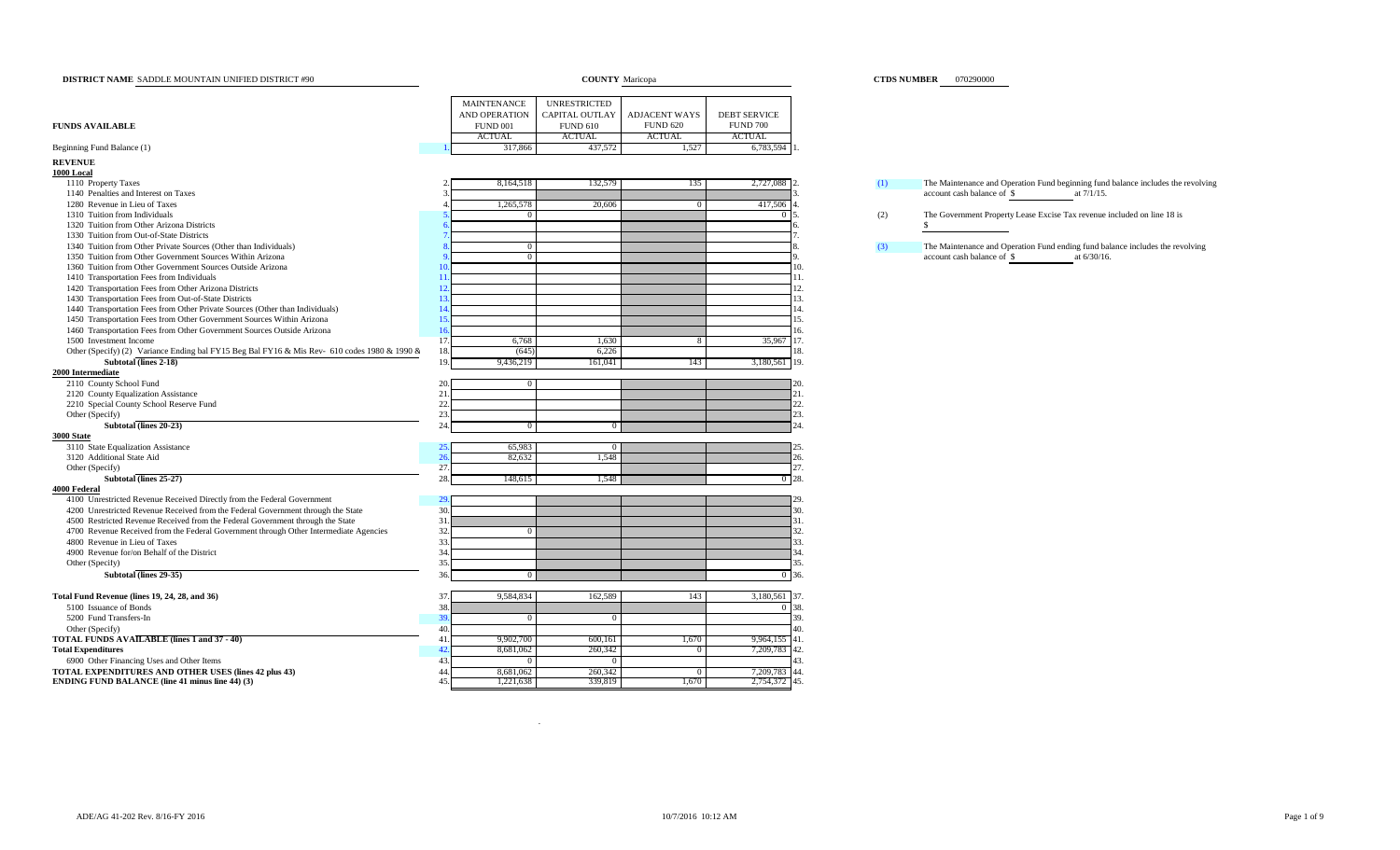**DISTRICT NAME** SADDLE MOUNTAIN UNIFIED DISTRICT #90 **COUNTY** Maricopa **CTDS NUMBER** 070290000

| FUNDS AVAILABLE | Line | MAINTENANCE AND OPERATION FUND 001 ACTUAL | UNRESTRICTED CAPITAL OUTLAY FUND 610 ACTUAL | ADJACENT WAYS FUND 620 ACTUAL | DEBT SERVICE FUND 700 ACTUAL | Line |
|---|---|---|---|---|---|---|
| Beginning Fund Balance (1) | 1. | 317,866 | 437,572 | 1,527 | 6,783,594 | 1. |
| **REVENUE** | | | | | | |
| **1000 Local** | | | | | | |
| 1110 Property Taxes | 2. | 8,164,518 | 132,579 | 135 | 2,727,088 | 2. |
| 1140 Penalties and Interest on Taxes | 3. | | | | | 3. |
| 1280 Revenue in Lieu of Taxes | 4. | 1,265,578 | 20,606 | 0 | 417,506 | 4. |
| 1310 Tuition from Individuals | 5. | 0 | | | 0 | 5. |
| 1320 Tuition from Other Arizona Districts | 6. | | | | | 6. |
| 1330 Tuition from Out-of-State Districts | 7. | | | | | 7. |
| 1340 Tuition from Other Private Sources (Other than Individuals) | 8. | 0 | | | | 8. |
| 1350 Tuition from Other Government Sources Within Arizona | 9. | 0 | | | | 9. |
| 1360 Tuition from Other Government Sources Outside Arizona | 10. | | | | | 10. |
| 1410 Transportation Fees from Individuals | 11. | | | | | 11. |
| 1420 Transportation Fees from Other Arizona Districts | 12. | | | | | 12. |
| 1430 Transportation Fees from Out-of-State Districts | 13. | | | | | 13. |
| 1440 Transportation Fees from Other Private Sources (Other than Individuals) | 14. | | | | | 14. |
| 1450 Transportation Fees from Other Government Sources Within Arizona | 15. | | | | | 15. |
| 1460 Transportation Fees from Other Government Sources Outside Arizona | 16. | | | | | 16. |
| 1500 Investment Income | 17. | 6,768 | 1,630 | 8 | 35,967 | 17. |
| Other (Specify) (2) Variance Ending bal FY15 Beg Bal FY16 & Mis Rev- 610 codes 1980 & 1990 & | 18. | (645) | 6,226 | | | 18. |
| **Subtotal (lines 2-18)** | 19. | 9,436,219 | 161,041 | 143 | 3,180,561 | 19. |
| **2000 Intermediate** | | | | | | |
| 2110 County School Fund | 20. | 0 | | | | 20. |
| 2120 County Equalization Assistance | 21. | | | | | 21. |
| 2210 Special County School Reserve Fund | 22. | | | | | 22. |
| Other (Specify) | 23. | | | | | 23. |
| **Subtotal (lines 20-23)** | 24. | 0 | 0 | | | 24. |
| **3000 State** | | | | | | |
| 3110 State Equalization Assistance | 25. | 65,983 | 0 | | | 25. |
| 3120 Additional State Aid | 26. | 82,632 | 1,548 | | | 26. |
| Other (Specify) | 27. | | | | | 27. |
| **Subtotal (lines 25-27)** | 28. | 148,615 | 1,548 | | 0 | 28. |
| **4000 Federal** | | | | | | |
| 4100 Unrestricted Revenue Received Directly from the Federal Government | 29. | | | | | 29. |
| 4200 Unrestricted Revenue Received from the Federal Government through the State | 30. | | | | | 30. |
| 4500 Restricted Revenue Received from the Federal Government through the State | 31. | | | | | 31. |
| 4700 Revenue Received from the Federal Government through Other Intermediate Agencies | 32. | 0 | | | | 32. |
| 4800 Revenue in Lieu of Taxes | 33. | | | | | 33. |
| 4900 Revenue for/on Behalf of the District | 34. | | | | | 34. |
| Other (Specify) | 35. | | | | | 35. |
| **Subtotal (lines 29-35)** | 36. | 0 | | | 0 | 36. |
| **Total Fund Revenue (lines 19, 24, 28, and 36)** | 37. | 9,584,834 | 162,589 | 143 | 3,180,561 | 37. |
| 5100 Issuance of Bonds | 38. | | | | 0 | 38. |
| 5200 Fund Transfers-In | 39. | 0 | 0 | | | 39. |
| Other (Specify) | 40. | | | | | 40. |
| **TOTAL FUNDS AVAILABLE (lines 1 and 37 - 40)** | 41. | 9,902,700 | 600,161 | 1,670 | 9,964,155 | 41. |
| **Total Expenditures** | 42. | 8,681,062 | 260,342 | 0 | 7,209,783 | 42. |
| 6900 Other Financing Uses and Other Items | 43. | 0 | 0 | | | 43. |
| **TOTAL EXPENDITURES AND OTHER USES (lines 42 plus 43)** | 44. | 8,681,062 | 260,342 | 0 | 7,209,783 | 44. |
| **ENDING FUND BALANCE (line 41 minus line 44) (3)** | 45. | 1,221,638 | 339,819 | 1,670 | 2,754,372 | 45. |

(1) The Maintenance and Operation Fund beginning fund balance includes the revolving account cash balance of $ ________ at 7/1/15.

(2) The Government Property Lease Excise Tax revenue included on line 18 is $ ________

(3) The Maintenance and Operation Fund ending fund balance includes the revolving account cash balance of $ ________ at 6/30/16.

ADE/AG 41-202 Rev. 8/16-FY 2016 10/7/2016 10:12 AM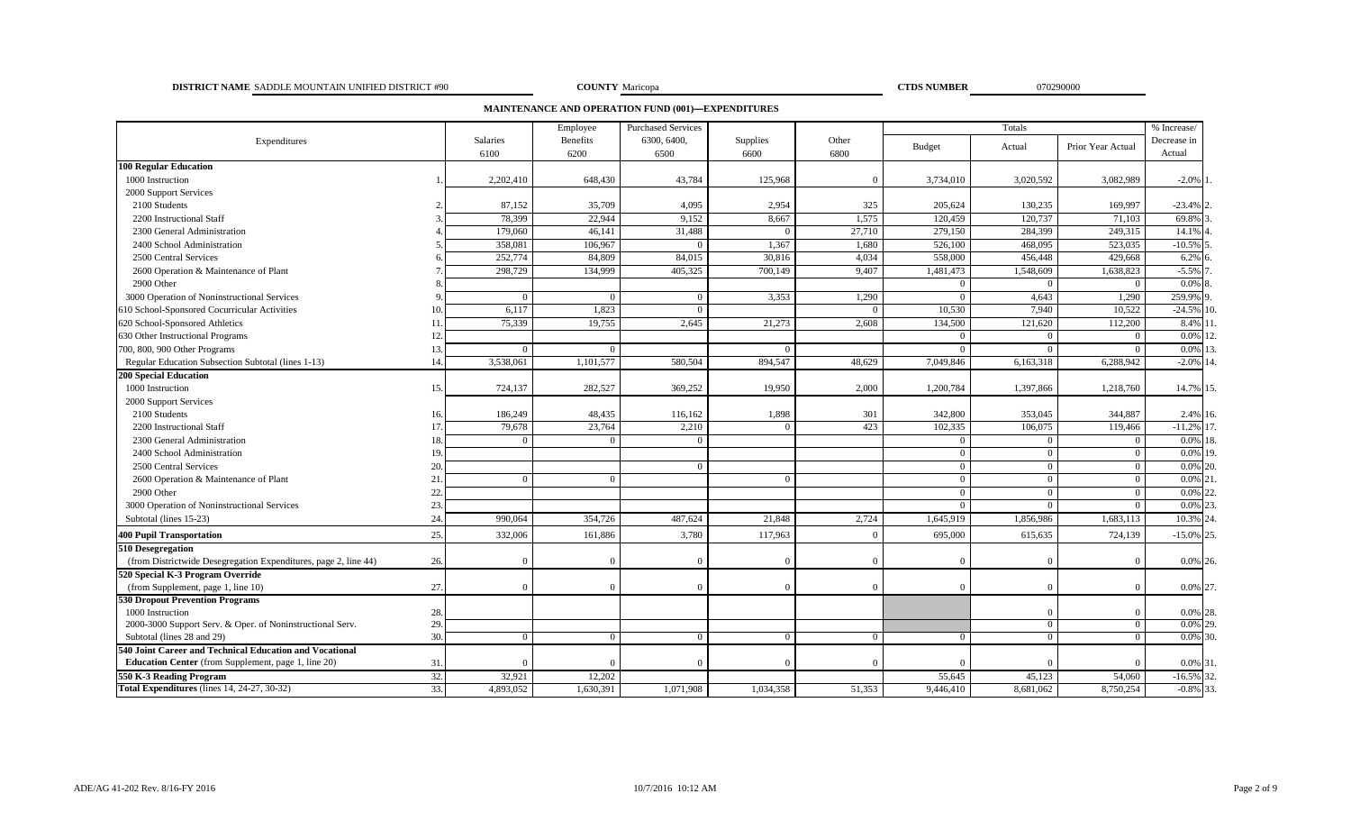**DISTRICT NAME** SADDLE MOUNTAIN UNIFIED DISTRICT #90 **COUNTY** Maricopa **CTDS NUMBER** 070290000

## MAINTENANCE AND OPERATION FUND (001)—EXPENDITURES

| Expenditures | | Salaries 6100 | Employee Benefits 6200 | Purchased Services 6300, 6400, 6500 | Supplies 6600 | Other 6800 | Totals Budget | Actual | Prior Year Actual | % Increase/ Decrease in Actual | |
|---|---|---|---|---|---|---|---|---|---|---|---|
| **100 Regular Education** | | | | | | | | | | | |
| 1000 Instruction | 1. | 2,202,410 | 648,430 | 43,784 | 125,968 | 0 | 3,734,010 | 3,020,592 | 3,082,989 | -2.0% | 1. |
| 2000 Support Services | | | | | | | | | | | |
| 2100 Students | 2. | 87,152 | 35,709 | 4,095 | 2,954 | 325 | 205,624 | 130,235 | 169,997 | -23.4% | 2. |
| 2200 Instructional Staff | 3. | 78,399 | 22,944 | 9,152 | 8,667 | 1,575 | 120,459 | 120,737 | 71,103 | 69.8% | 3. |
| 2300 General Administration | 4. | 179,060 | 46,141 | 31,488 | 0 | 27,710 | 279,150 | 284,399 | 249,315 | 14.1% | 4. |
| 2400 School Administration | 5. | 358,081 | 106,967 | 0 | 1,367 | 1,680 | 526,100 | 468,095 | 523,035 | -10.5% | 5. |
| 2500 Central Services | 6. | 252,774 | 84,809 | 84,015 | 30,816 | 4,034 | 558,000 | 456,448 | 429,668 | 6.2% | 6. |
| 2600 Operation & Maintenance of Plant | 7. | 298,729 | 134,999 | 405,325 | 700,149 | 9,407 | 1,481,473 | 1,548,609 | 1,638,823 | -5.5% | 7. |
| 2900 Other | 8. | | | | | | 0 | 0 | 0 | 0.0% | 8. |
| 3000 Operation of Noninstructional Services | 9. | 0 | 0 | 0 | 3,353 | 1,290 | 0 | 4,643 | 1,290 | 259.9% | 9. |
| 610 School-Sponsored Cocurricular Activities | 10. | 6,117 | 1,823 | 0 | | 0 | 10,530 | 7,940 | 10,522 | -24.5% | 10. |
| 620 School-Sponsored Athletics | 11. | 75,339 | 19,755 | 2,645 | 21,273 | 2,608 | 134,500 | 121,620 | 112,200 | 8.4% | 11. |
| 630 Other Instructional Programs | 12. | | | | | | 0 | 0 | 0 | 0.0% | 12. |
| 700, 800, 900 Other Programs | 13. | 0 | 0 | | 0 | | 0 | 0 | 0 | 0.0% | 13. |
| Regular Education Subsection Subtotal (lines 1-13) | 14. | 3,538,061 | 1,101,577 | 580,504 | 894,547 | 48,629 | 7,049,846 | 6,163,318 | 6,288,942 | -2.0% | 14. |
| **200 Special Education** | | | | | | | | | | | |
| 1000 Instruction | 15. | 724,137 | 282,527 | 369,252 | 19,950 | 2,000 | 1,200,784 | 1,397,866 | 1,218,760 | 14.7% | 15. |
| 2000 Support Services | | | | | | | | | | | |
| 2100 Students | 16. | 186,249 | 48,435 | 116,162 | 1,898 | 301 | 342,800 | 353,045 | 344,887 | 2.4% | 16. |
| 2200 Instructional Staff | 17. | 79,678 | 23,764 | 2,210 | 0 | 423 | 102,335 | 106,075 | 119,466 | -11.2% | 17. |
| 2300 General Administration | 18. | 0 | 0 | 0 | | | 0 | 0 | 0 | 0.0% | 18. |
| 2400 School Administration | 19. | | | | | | 0 | 0 | 0 | 0.0% | 19. |
| 2500 Central Services | 20. | | | 0 | | | 0 | 0 | 0 | 0.0% | 20. |
| 2600 Operation & Maintenance of Plant | 21. | 0 | 0 | | 0 | | 0 | 0 | 0 | 0.0% | 21. |
| 2900 Other | 22. | | | | | | 0 | 0 | 0 | 0.0% | 22. |
| 3000 Operation of Noninstructional Services | 23. | | | | | | 0 | 0 | 0 | 0.0% | 23. |
| Subtotal (lines 15-23) | 24. | 990,064 | 354,726 | 487,624 | 21,848 | 2,724 | 1,645,919 | 1,856,986 | 1,683,113 | 10.3% | 24. |
| **400 Pupil Transportation** | 25. | 332,006 | 161,886 | 3,780 | 117,963 | 0 | 695,000 | 615,635 | 724,139 | -15.0% | 25. |
| **510 Desegregation** | | | | | | | | | | | |
| (from Districtwide Desegregation Expenditures, page 2, line 44) | 26. | 0 | 0 | 0 | 0 | 0 | 0 | 0 | 0 | 0.0% | 26. |
| **520 Special K-3 Program Override** | | | | | | | | | | | |
| (from Supplement, page 1, line 10) | 27. | 0 | 0 | 0 | 0 | 0 | 0 | 0 | 0 | 0.0% | 27. |
| **530 Dropout Prevention Programs** | | | | | | | | | | | |
| 1000 Instruction | 28. | | | | | | | 0 | 0 | 0.0% | 28. |
| 2000-3000 Support Serv. & Oper. of Noninstructional Serv. | 29. | | | | | | | 0 | 0 | 0.0% | 29. |
| Subtotal (lines 28 and 29) | 30. | 0 | 0 | 0 | 0 | 0 | 0 | 0 | 0 | 0.0% | 30. |
| **540 Joint Career and Technical Education and Vocational Education Center** (from Supplement, page 1, line 20) | 31. | 0 | 0 | 0 | 0 | 0 | 0 | 0 | 0 | 0.0% | 31. |
| **550 K-3 Reading Program** | 32. | 32,921 | 12,202 | | | | 55,645 | 45,123 | 54,060 | -16.5% | 32. |
| **Total Expenditures** (lines 14, 24-27, 30-32) | 33. | 4,893,052 | 1,630,391 | 1,071,908 | 1,034,358 | 51,353 | 9,446,410 | 8,681,062 | 8,750,254 | -0.8% | 33. |

ADE/AG 41-202 Rev. 8/16-FY 2016 10/7/2016 10:12 AM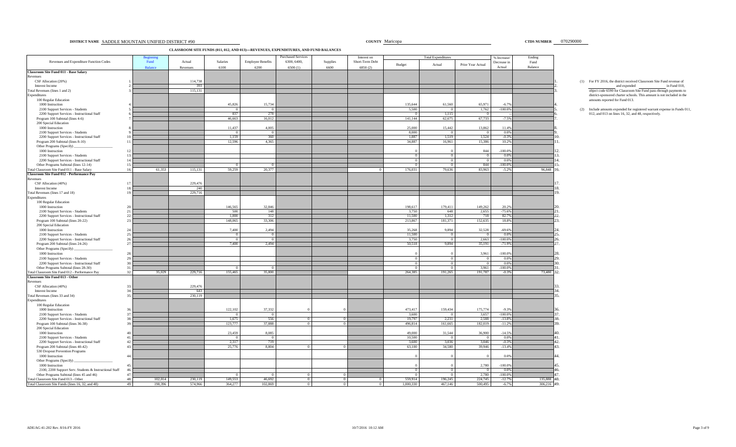**DISTRICT NAME** SADDLE MOUNTAIN UNIFIED DISTRICT #90 **COUNTY** Maricopa **CTDS NUMBER** 070290000

## CLASSROOM SITE FUNDS (011, 012, AND 013)—REVENUES, EXPENDITURES, AND FUND BALANCES

| Revenues and Expenditure Function Codes | | Beginning Fund Balance | Actual Revenues | Salaries 6100 | Employee Benefits 6200 | Purchased Services 6300, 6400, 6500 (1) | Supplies 6600 | Interest on Short-Term Debt 6850 (2) | Total Expenditures Budget | Total Expenditures Actual | Total Expenditures Prior Year Actual | % Increase/ Decrease in Actual | Ending Fund Balance | |
|---|---|---|---|---|---|---|---|---|---|---|---|---|---|---|
| **Classroom Site Fund 011 - Base Salary** | | | | | | | | | | | | | | |
| Revenues | | | | | | | | | | | | | | |
| CSF Allocation (20%) | 1. | | 114,738 | | | | | | | | | | | 1. |
| Interest Income | 2. | | 393 | | | | | | | | | | | 2. |
| Total Revenues (lines 1 and 2) | 3. | | 115,131 | | | | | | | | | | | 3. |
| Expenditures | | | | | | | | | | | | | | |
| 100 Regular Education | | | | | | | | | | | | | | |
| 1000 Instruction | 4. | | | 45,826 | 15,734 | | | | 135,644 | 61,560 | 65,971 | -6.7% | | 4. |
| 2100 Support Services - Students | 5. | | | 0 | 0 | | | | 5,500 | 0 | 1,762 | -100.0% | | 5. |
| 2200 Support Services - Instructional Staff | 6. | | | 837 | 278 | | | | 0 | 1,115 | 0 | -- | | 6. |
| Program 100 Subtotal (lines 4-6) | 7. | | | 46,663 | 16,012 | | | | 141,144 | 62,675 | 67,733 | -7.5% | | 7. |
| 200 Special Education | | | | | | | | | | | | | | |
| 1000 Instruction | 8. | | | 11,437 | 4,005 | | | | 25,000 | 15,442 | 13,862 | 11.4% | | 8. |
| 2100 Support Services - Students | 9. | | | 0 | 0 | | | | 8,000 | 0 | 0 | 0.0% | | 9. |
| 2200 Support Services - Instructional Staff | 10. | | | 1,159 | 360 | | | | 1,887 | 1,519 | 1,524 | -0.3% | | 10. |
| Program 200 Subtotal (lines 8-10) | 11. | | | 12,596 | 4,365 | | | | 34,887 | 16,961 | 15,386 | 10.2% | | 11. |
| Other Programs (Specify) ________ | | | | | | | | | | | | | | |
| 1000 Instruction | 12. | | | | | | | | 0 | 0 | 844 | -100.0% | | 12. |
| 2100 Support Services - Students | 13. | | | | | | | | 0 | 0 | 0 | 0.0% | | 13. |
| 2200 Support Services - Instructional Staff | 14. | | | | | | | | 0 | 0 | 0 | 0.0% | | 14. |
| Other Programs Subtotal (lines 12-14) | 15. | | | 0 | 0 | | | | 0 | 0 | 844 | -100.0% | | 15. |
| Total Classroom Site Fund 011 - Base Salary | 16. | 61,353 | 115,131 | 59,259 | 20,377 | | | 0 | 176,031 | 79,636 | 83,963 | -5.2% | 96,848 | 16. |
| **Classroom Site Fund 012 - Performance Pay** | | | | | | | | | | | | | | |
| Revenues | | | | | | | | | | | | | | |
| CSF Allocation (40%) | 17. | | 229,476 | | | | | | | | | | | 17. |
| Interest Income | 18. | | 240 | | | | | | | | | | | 18. |
| Total Revenues (lines 17 and 18) | 19. | | 229,716 | | | | | | | | | | | 19. |
| Expenditures | | | | | | | | | | | | | | |
| 100 Regular Education | | | | | | | | | | | | | | |
| 1000 Instruction | 20. | | | 146,565 | 32,846 | | | | 198,617 | 179,411 | 149,262 | 20.2% | | 20. |
| 2100 Support Services - Students | 21. | | | 500 | 148 | | | | 3,750 | 648 | 2,655 | -75.6% | | 21. |
| 2200 Support Services - Instructional Staff | 22. | | | 1,000 | 312 | | | | 11,500 | 1,312 | 718 | 82.7% | | 22. |
| Program 100 Subtotal (lines 20-22) | 23. | | | 148,065 | 33,306 | | | | 213,867 | 181,371 | 152,635 | 18.8% | | 23. |
| 200 Special Education | | | | | | | | | | | | | | |
| 1000 Instruction | 24. | | | 7,400 | 2,494 | | | | 35,268 | 9,894 | 32,528 | -69.6% | | 24. |
| 2100 Support Services - Students | 25. | | | 0 | 0 | | | | 11,500 | 0 | 0 | 0.0% | | 25. |
| 2200 Support Services - Instructional Staff | 26. | | | 0 | 0 | | | | 3,750 | 0 | 2,663 | -100.0% | | 26. |
| Program 200 Subtotal (lines 24-26) | 27. | | | 7,400 | 2,494 | | | | 50,518 | 9,894 | 35,191 | -71.9% | | 27. |
| Other Programs (Specify) ________ | | | | | | | | | | | | | | |
| 1000 Instruction | 28. | | | | | | | | 0 | 0 | 3,961 | -100.0% | | 28. |
| 2100 Support Services - Students | 29. | | | | | | | | 0 | 0 | 0 | 0.0% | | 29. |
| 2200 Support Services - Instructional Staff | 30. | | | | | | | | 0 | 0 | 0 | 0.0% | | 30. |
| Other Programs Subtotal (lines 28-30) | 31. | | | 0 | 0 | | | | 0 | 0 | 3,961 | -100.0% | | 31. |
| Total Classroom Site Fund 012 - Performance Pay | 32. | 35,029 | 229,716 | 155,465 | 35,800 | | | | 264,385 | 191,265 | 191,787 | -0.3% | 73,480 | 32. |
| **Classroom Site Fund 013 - Other** | | | | | | | | | | | | | | |
| Revenues | | | | | | | | | | | | | | |
| CSF Allocation (40%) | 33. | | 229,476 | | | | | | | | | | | 33. |
| Interest Income | 34. | | 643 | | | | | | | | | | | 34. |
| Total Revenues (lines 33 and 34) | 35. | | 230,119 | | | | | | | | | | | 35. |
| Expenditures | | | | | | | | | | | | | | |
| 100 Regular Education | | | | | | | | | | | | | | |
| 1000 Instruction | 36. | | | 122,102 | 37,332 | 0 | 0 | | 473,417 | 159,434 | 175,774 | -9.3% | | 36. |
| 2100 Support Services - Students | 37. | | | 0 | 0 | | | | 3,600 | 0 | 3,657 | -100.0% | | 37. |
| 2200 Support Services - Instructional Staff | 38. | | | 1,675 | 556 | 0 | 0 | | 19,797 | 2,231 | 2,588 | -13.8% | | 38. |
| Program 100 Subtotal (lines 36-38) | 39. | | | 123,777 | 37,888 | 0 | 0 | | 496,814 | 161,665 | 182,019 | -11.2% | | 39. |
| 200 Special Education | | | | | | | | | | | | | | |
| 1000 Instruction | 40. | | | 23,459 | 8,085 | | | | 49,000 | 31,544 | 36,900 | -14.5% | | 40. |
| 2100 Support Services - Students | 41. | | | 0 | 0 | | | | 10,500 | 0 | 0 | 0.0% | | 41. |
| 2200 Support Services - Instructional Staff | 42. | | | 2,317 | 719 | | | | 3,600 | 3,036 | 3,046 | -0.3% | | 42. |
| Program 200 Subtotal (lines 40-42) | 43. | | | 25,776 | 8,804 | 0 | 0 | | 63,100 | 34,580 | 39,946 | -13.4% | | 43. |
| 530 Dropout Prevention Programs | | | | | | | | | | | | | | |
| 1000 Instruction | 44. | | | | | | | | 0 | 0 | 0 | 0.0% | | 44. |
| Other Programs (Specify) ________ | | | | | | | | | | | | | | |
| 1000 Instruction | 45. | | | | | | | | 0 | 0 | 2,780 | -100.0% | | 45. |
| 2100, 2200 Support Serv. Students & Instructional Staff | 46. | | | | | | | | 0 | 0 | 0 | 0.0% | | 46. |
| Other Programs Subtotal (lines 45 and 46) | 47. | | | 0 | 0 | 0 | 0 | | 0 | 0 | 2,780 | -100.0% | | 47. |
| Total Classroom Site Fund 013 - Other | 48. | 102,014 | 230,119 | 149,553 | 46,692 | 0 | 0 | 0 | 559,914 | 196,245 | 224,745 | -12.7% | 135,888 | 48. |
| Total Classroom Site Funds (lines 16, 32, and 48) | 49. | 198,396 | 574,966 | 364,277 | 102,869 | 0 | 0 | 0 | 1,000,330 | 467,146 | 500,495 | -6.7% | 306,216 | 49. |

(1) For FY 2016, the district received Classroom Site Fund revenue of ________ and expended ________ in Fund 010, object code 6590 for Classroom Site Fund pass-through payments to district-sponsored charter schools. This amount is not included in the amounts reported for Fund 013.

(2) Include amounts expended for registered warrant expense in Funds 011, 012, and 013 on lines 16, 32, and 48, respectively.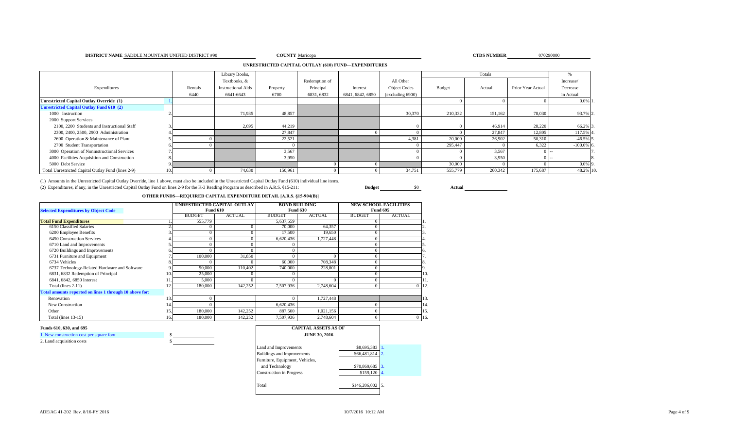**DISTRICT NAME** SADDLE MOUNTAIN UNIFIED DISTRICT #90 **COUNTY** Maricopa **CTDS NUMBER** 070290000

## UNRESTRICTED CAPITAL OUTLAY (610) FUND—EXPENDITURES

| Expenditures | | Rentals 6440 | Library Books, Textbooks, & Instructional Aids 6641-6643 | Property 6700 | Redemption of Principal 6831, 6832 | Interest 6841, 6842, 6850 | All Other Object Codes (excluding 6900) | Totals Budget | Totals Actual | Totals Prior Year Actual | % Increase/ Decrease in Actual | |
|---|---|---|---|---|---|---|---|---|---|---|---|---|
| **Unrestricted Capital Outlay Override (1)** | 1. | | | | | | | 0 | 0 | 0 | 0.0% | 1. |
| **Unrestricted Capital Outlay Fund 610 (2)** | | | | | | | | | | | | |
| 1000 Instruction | 2. | | 71,935 | 48,857 | | | 30,370 | 210,332 | 151,162 | 78,030 | 93.7% | 2. |
| 2000 Support Services | | | | | | | | | | | | |
| 2100, 2200 Students and Instructional Staff | 3. | | 2,695 | 44,219 | | | 0 | 0 | 46,914 | 28,220 | 66.2% | 3. |
| 2300, 2400, 2500, 2900 Administration | 4. | | | 27,847 | | 0 | 0 | 0 | 27,847 | 12,805 | 117.5% | 4. |
| 2600 Operation & Maintenance of Plant | 5. | 0 | | 22,521 | | | 4,381 | 20,000 | 26,902 | 50,310 | -46.5% | 5. |
| 2700 Student Transportation | 6. | 0 | | 0 | | | 0 | 295,447 | 0 | 6,322 | -100.0% | 6. |
| 3000 Operation of Noninstructional Services | 7. | | | 3,567 | | | 0 | 0 | 3,567 | 0 | -- | 7. |
| 4000 Facilities Acquisition and Construction | 8. | | | 3,950 | | | 0 | 0 | 3,950 | 0 | -- | 8. |
| 5000 Debt Service | 9. | | | | 0 | 0 | | 30,000 | 0 | 0 | 0.0% | 9. |
| Total Unrestricted Capital Outlay Fund (lines 2-9) | 10. | 0 | 74,630 | 150,961 | 0 | 0 | 34,751 | 555,779 | 260,342 | 175,687 | 48.2% | 10. |

(1) Amounts in the Unrestricted Capital Outlay Override, line 1 above, must also be included in the Unrestricted Capital Outlay Fund (610) individual line items.

(2) Expenditures, if any, in the Unrestricted Capital Outlay Fund on lines 2-9 for the K-3 Reading Program as described in A.R.S. §15-211: **Budget** $0 **Actual** ______

## OTHER FUNDS—REQUIRED CAPITAL EXPENDITURE DETAIL [A.R.S. §15-904(B)]

| Selected Expenditures by Object Code | | UNRESTRICTED CAPITAL OUTLAY Fund 610 BUDGET | ACTUAL | BOND BUILDING Fund 630 BUDGET | ACTUAL | NEW SCHOOL FACILITIES Fund 695 BUDGET | ACTUAL | |
|---|---|---|---|---|---|---|---|---|
| **Total Fund Expenditures** | 1. | 555,779 | | 5,637,559 | | 0 | | 1. |
| 6150 Classified Salaries | 2. | 0 | 0 | 70,000 | 64,357 | 0 | | 2. |
| 6200 Employee Benefits | 3. | 0 | 0 | 17,500 | 19,650 | 0 | | 3. |
| 6450 Construction Services | 4. | 0 | 0 | 6,620,436 | 1,727,448 | 0 | | 4. |
| 6710 Land and Improvements | 5. | 0 | 0 | 0 | | 0 | | 5. |
| 6720 Buildings and Improvements | 6. | 0 | 0 | 0 | | 0 | | 6. |
| 6731 Furniture and Equipment | 7. | 100,000 | 31,850 | 0 | 0 | 0 | | 7. |
| 6734 Vehicles | 8. | 0 | 0 | 60,000 | 708,348 | 0 | | 8. |
| 6737 Technology-Related Hardware and Software | 9. | 50,000 | 110,402 | 740,000 | 228,801 | 0 | | 9. |
| 6831, 6832 Redemption of Principal | 10. | 25,000 | 0 | 0 | | 0 | | 10. |
| 6841, 6842, 6850 Interest | 11. | 5,000 | 0 | 0 | 0 | 0 | | 11. |
| Total (lines 2-11) | 12. | 180,000 | 142,252 | 7,507,936 | 2,748,604 | 0 | 0 | 12. |
| **Total amounts reported on lines 1 through 10 above for:** | | | | | | | | |
| Renovation | 13. | 0 | | 0 | 1,727,448 | | | 13. |
| New Construction | 14. | 0 | | 6,620,436 | | 0 | | 14. |
| Other | 15. | 180,000 | 142,252 | 887,500 | 1,021,156 | 0 | | 15. |
| Total (lines 13-15) | 16. | 180,000 | 142,252 | 7,507,936 | 2,748,604 | 0 | 0 | 16. |

**Funds 610, 630, and 695**

1. New construction cost per square foot $ ______
2. Land acquisition costs $ ______

**CAPITAL ASSETS AS OF JUNE 30, 2016**

| | | |
|---|---|---|
| Land and Improvements | $8,695,383 | 1. |
| Buildings and Improvements | $66,481,814 | 2. |
| Furniture, Equipment, Vehicles, and Technology | $70,869,685 | 3. |
| Construction in Progress | $159,120 | 4. |
| Total | $146,206,002 | 5. |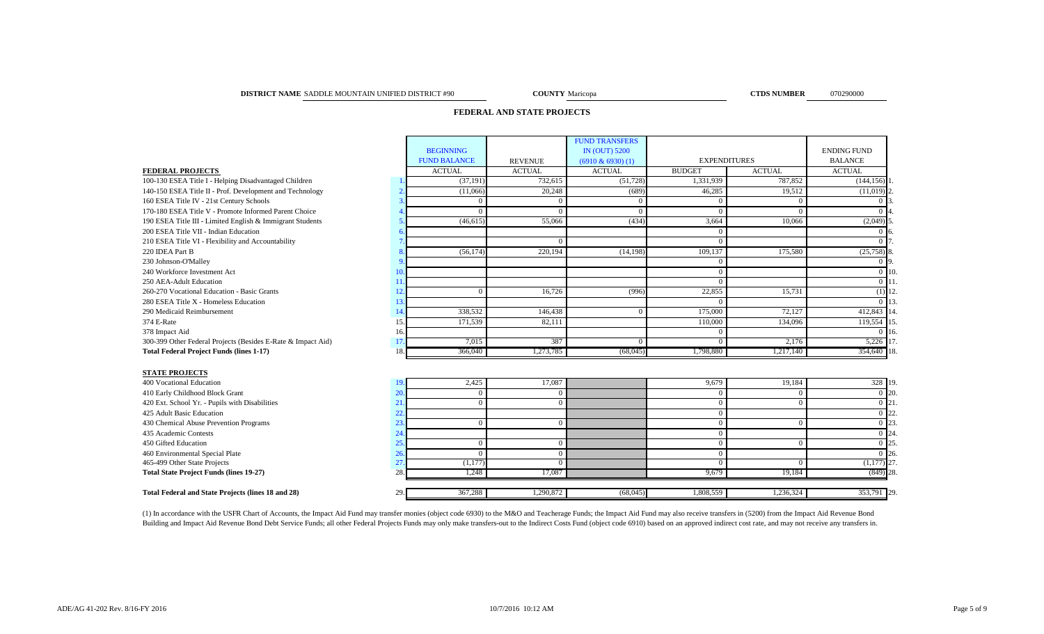**DISTRICT NAME** SADDLE MOUNTAIN UNIFIED DISTRICT #90 **COUNTY** Maricopa **CTDS NUMBER** 070290000

## FEDERAL AND STATE PROJECTS

| | | BEGINNING FUND BALANCE | REVENUE | FUND TRANSFERS IN (OUT) 5200 (6910 & 6930) (1) | EXPENDITURES | | ENDING FUND BALANCE | |
|---|---|---|---|---|---|---|---|---|
| **FEDERAL PROJECTS** | | ACTUAL | ACTUAL | ACTUAL | BUDGET | ACTUAL | ACTUAL | |
| 100-130 ESEA Title I - Helping Disadvantaged Children | 1. | (37,191) | 732,615 | (51,728) | 1,331,939 | 787,852 | (144,156) | 1. |
| 140-150 ESEA Title II - Prof. Development and Technology | 2. | (11,066) | 20,248 | (689) | 46,285 | 19,512 | (11,019) | 2. |
| 160 ESEA Title IV - 21st Century Schools | 3. | 0 | 0 | 0 | 0 | 0 | 0 | 3. |
| 170-180 ESEA Title V - Promote Informed Parent Choice | 4. | 0 | 0 | 0 | 0 | 0 | 0 | 4. |
| 190 ESEA Title III - Limited English & Immigrant Students | 5. | (46,615) | 55,066 | (434) | 3,664 | 10,066 | (2,049) | 5. |
| 200 ESEA Title VII - Indian Education | 6. | | | | 0 | | 0 | 6. |
| 210 ESEA Title VI - Flexibility and Accountability | 7. | | 0 | | 0 | | 0 | 7. |
| 220 IDEA Part B | 8. | (56,174) | 220,194 | (14,198) | 109,137 | 175,580 | (25,758) | 8. |
| 230 Johnson-O'Malley | 9. | | | | 0 | | 0 | 9. |
| 240 Workforce Investment Act | 10. | | | | 0 | | 0 | 10. |
| 250 AEA-Adult Education | 11. | | | | 0 | | 0 | 11. |
| 260-270 Vocational Education - Basic Grants | 12. | 0 | 16,726 | (996) | 22,855 | 15,731 | (1) | 12. |
| 280 ESEA Title X - Homeless Education | 13. | | | | 0 | | 0 | 13. |
| 290 Medicaid Reimbursement | 14. | 338,532 | 146,438 | 0 | 175,000 | 72,127 | 412,843 | 14. |
| 374 E-Rate | 15. | 171,539 | 82,111 | | 110,000 | 134,096 | 119,554 | 15. |
| 378 Impact Aid | 16. | | | | 0 | | 0 | 16. |
| 300-399 Other Federal Projects (Besides E-Rate & Impact Aid) | 17. | 7,015 | 387 | 0 | 0 | 2,176 | 5,226 | 17. |
| **Total Federal Project Funds (lines 1-17)** | 18. | 366,040 | 1,273,785 | (68,045) | 1,798,880 | 1,217,140 | 354,640 | 18. |
| **STATE PROJECTS** | | | | | | | | |
| 400 Vocational Education | 19. | 2,425 | 17,087 | | 9,679 | 19,184 | 328 | 19. |
| 410 Early Childhood Block Grant | 20. | 0 | 0 | | 0 | 0 | 0 | 20. |
| 420 Ext. School Yr. - Pupils with Disabilities | 21. | 0 | 0 | | 0 | 0 | 0 | 21. |
| 425 Adult Basic Education | 22. | | | | 0 | | 0 | 22. |
| 430 Chemical Abuse Prevention Programs | 23. | 0 | 0 | | 0 | 0 | 0 | 23. |
| 435 Academic Contests | 24. | | | | 0 | | 0 | 24. |
| 450 Gifted Education | 25. | 0 | 0 | | 0 | 0 | 0 | 25. |
| 460 Environmental Special Plate | 26. | 0 | 0 | | 0 | | 0 | 26. |
| 465-499 Other State Projects | 27. | (1,177) | 0 | | 0 | 0 | (1,177) | 27. |
| **Total State Project Funds (lines 19-27)** | 28. | 1,248 | 17,087 | | 9,679 | 19,184 | (849) | 28. |
| **Total Federal and State Projects (lines 18 and 28)** | 29. | 367,288 | 1,290,872 | (68,045) | 1,808,559 | 1,236,324 | 353,791 | 29. |

(1) In accordance with the USFR Chart of Accounts, the Impact Aid Fund may transfer monies (object code 6930) to the M&O and Teacherage Funds; the Impact Aid Fund may also receive transfers in (5200) from the Impact Aid Revenue Bond Building and Impact Aid Revenue Bond Debt Service Funds; all other Federal Projects Funds may only make transfers-out to the Indirect Costs Fund (object code 6910) based on an approved indirect cost rate, and may not receive any transfers in.

ADE/AG 41-202 Rev. 8/16-FY 2016 10/7/2016 10:12 AM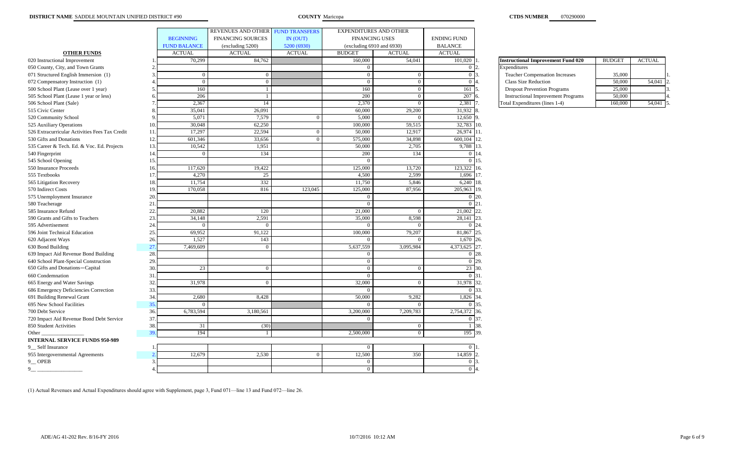**DISTRICT NAME** SADDLE MOUNTAIN UNIFIED DISTRICT #90 **COUNTY** Maricopa **CTDS NUMBER** 070290000

| OTHER FUNDS | | BEGINNING FUND BALANCE | REVENUES AND OTHER FINANCING SOURCES (excluding 5200) | FUND TRANSFERS IN (OUT) 5200 (6930) | EXPENDITURES AND OTHER FINANCING USES (excluding 6910 and 6930) | | ENDING FUND BALANCE | |
|---|---|---|---|---|---|---|---|---|
| | | ACTUAL | ACTUAL | ACTUAL | BUDGET | ACTUAL | ACTUAL | |
| 020 Instructional Improvement | 1. | 70,299 | 84,762 | | 160,000 | 54,041 | 101,020 | 1. |
| 050 County, City, and Town Grants | 2. | | | | 0 | | 0 | 2. |
| 071 Structured English Immersion (1) | 3. | 0 | 0 | | 0 | 0 | 0 | 3. |
| 072 Compensatory Instruction (1) | 4. | 0 | 0 | | 0 | 0 | 0 | 4. |
| 500 School Plant (Lease over 1 year) | 5. | 160 | 1 | | 160 | 0 | 161 | 5. |
| 505 School Plant (Lease 1 year or less) | 6. | 206 | 1 | | 200 | 0 | 207 | 6. |
| 506 School Plant (Sale) | 7. | 2,367 | 14 | | 2,370 | 0 | 2,381 | 7. |
| 515 Civic Center | 8. | 35,041 | 26,091 | | 60,000 | 29,200 | 31,932 | 8. |
| 520 Community School | 9. | 5,071 | 7,579 | 0 | 5,000 | 0 | 12,650 | 9. |
| 525 Auxiliary Operations | 10. | 30,048 | 62,250 | | 100,000 | 59,515 | 32,783 | 10. |
| 526 Extracurricular Activities Fees Tax Credit | 11. | 17,297 | 22,594 | 0 | 50,000 | 12,917 | 26,974 | 11. |
| 530 Gifts and Donations | 12. | 601,346 | 33,656 | 0 | 575,000 | 34,898 | 600,104 | 12. |
| 535 Career & Tech. Ed. & Voc. Ed. Projects | 13. | 10,542 | 1,951 | | 50,000 | 2,705 | 9,788 | 13. |
| 540 Fingerprint | 14. | 0 | 134 | | 200 | 134 | 0 | 14. |
| 545 School Opening | 15. | | | | 0 | | 0 | 15. |
| 550 Insurance Proceeds | 16. | 117,620 | 19,422 | | 125,000 | 13,720 | 123,322 | 16. |
| 555 Textbooks | 17. | 4,270 | 25 | | 4,500 | 2,599 | 1,696 | 17. |
| 565 Litigation Recovery | 18. | 11,754 | 332 | | 11,750 | 5,846 | 6,240 | 18. |
| 570 Indirect Costs | 19. | 170,058 | 816 | 123,045 | 125,000 | 87,956 | 205,963 | 19. |
| 575 Unemployment Insurance | 20. | | | | 0 | | 0 | 20. |
| 580 Teacherage | 21. | | | | 0 | | 0 | 21. |
| 585 Insurance Refund | 22. | 20,882 | 120 | | 21,000 | 0 | 21,002 | 22. |
| 590 Grants and Gifts to Teachers | 23. | 34,148 | 2,591 | | 35,000 | 8,598 | 28,141 | 23. |
| 595 Advertisement | 24. | 0 | 0 | | 0 | 0 | 0 | 24. |
| 596 Joint Technical Education | 25. | 69,952 | 91,122 | | 100,000 | 79,207 | 81,867 | 25. |
| 620 Adjacent Ways | 26. | 1,527 | 143 | | 0 | 0 | 1,670 | 26. |
| 630 Bond Building | 27. | 7,469,609 | 0 | | 5,637,559 | 3,095,984 | 4,373,625 | 27. |
| 639 Impact Aid Revenue Bond Building | 28. | | | | 0 | | 0 | 28. |
| 640 School Plant-Special Construction | 29. | | | | 0 | | 0 | 29. |
| 650 Gifts and Donations—Capital | 30. | 23 | 0 | | 0 | 0 | 23 | 30. |
| 660 Condemnation | 31. | | | | 0 | | 0 | 31. |
| 665 Energy and Water Savings | 32. | 31,978 | 0 | | 32,000 | 0 | 31,978 | 32. |
| 686 Emergency Deficiencies Correction | 33. | | | | 0 | | 0 | 33. |
| 691 Building Renewal Grant | 34. | 2,680 | 8,428 | | 50,000 | 9,282 | 1,826 | 34. |
| 695 New School Facilities | 35. | 0 | | | 0 | 0 | 0 | 35. |
| 700 Debt Service | 36. | 6,783,594 | 3,180,561 | | 3,200,000 | 7,209,783 | 2,754,372 | 36. |
| 720 Impact Aid Revenue Bond Debt Service | 37. | | | | 0 | | 0 | 37. |
| 850 Student Activities | 38. | 31 | (30) | | | 0 | 1 | 38. |
| Other ______________ | 39. | 194 | 1 | | 2,500,000 | 0 | 195 | 39. |
| **INTERNAL SERVICE FUNDS 950-989** | | | | | | | | |
| 9__ Self Insurance | 1. | | | | 0 | | 0 | 1. |
| 955 Intergovernmental Agreements | 2. | 12,679 | 2,530 | 0 | 12,500 | 350 | 14,859 | 2. |
| 9__ OPEB | 3. | | | | 0 | | 0 | 3. |
| 9__ ______________ | 4. | | | | 0 | | 0 | 4. |

| Instructional Improvement Fund 020 | BUDGET | ACTUAL | |
|---|---|---|---|
| Expenditures | | | |
| Teacher Compensation Increases | 35,000 | | 1. |
| Class Size Reduction | 50,000 | 54,041 | 2. |
| Dropout Prevention Programs | 25,000 | | 3. |
| Instructional Improvement Programs | 50,000 | | 4. |
| Total Expenditures (lines 1-4) | 160,000 | 54,041 | 5. |

(1) Actual Revenues and Actual Expenditures should agree with Supplement, page 3, Fund 071—line 13 and Fund 072—line 26.

ADE/AG 41-202 Rev. 8/16-FY 2016 10/7/2016 10:12 AM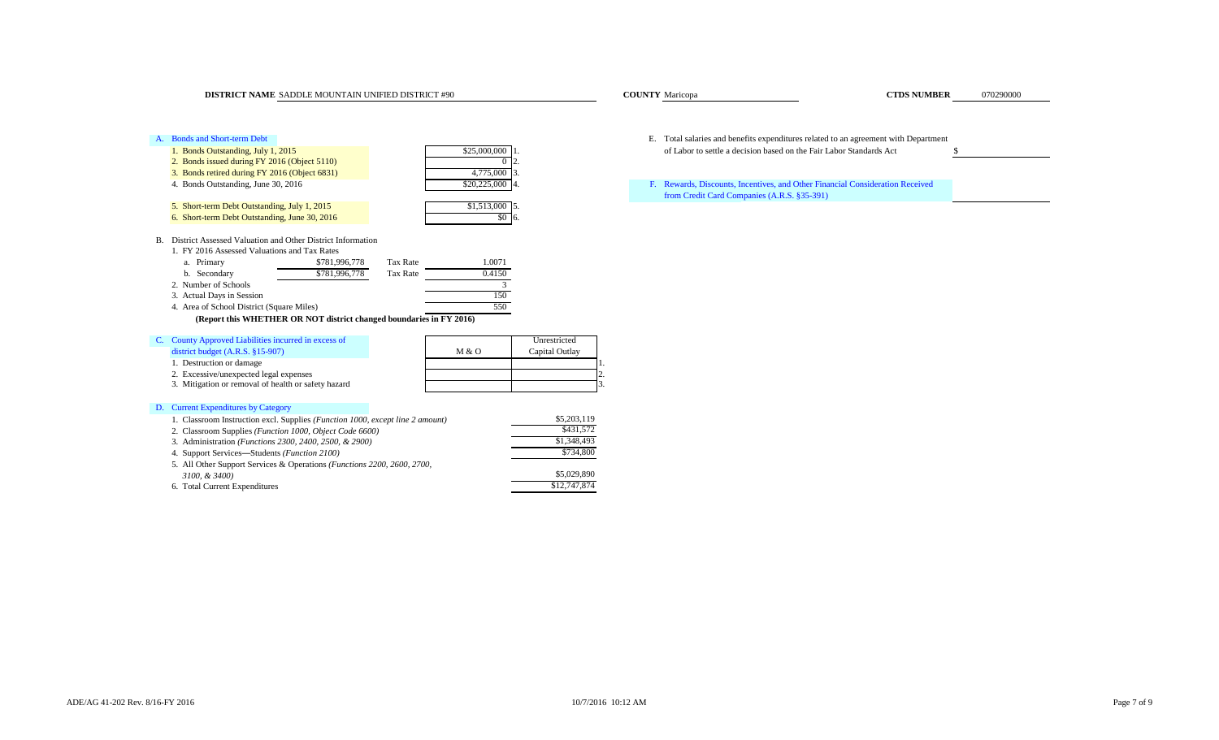**DISTRICT NAME** SADDLE MOUNTAIN UNIFIED DISTRICT #90 **COUNTY** Maricopa **CTDS NUMBER** 070290000

A. Bonds and Short-term Debt

| | | |
|---|---|---|
| 1. Bonds Outstanding, July 1, 2015 | $25,000,000 | 1. |
| 2. Bonds issued during FY 2016 (Object 5110) | 0 | 2. |
| 3. Bonds retired during FY 2016 (Object 6831) | 4,775,000 | 3. |
| 4. Bonds Outstanding, June 30, 2016 | $20,225,000 | 4. |
| 5. Short-term Debt Outstanding, July 1, 2015 | $1,513,000 | 5. |
| 6. Short-term Debt Outstanding, June 30, 2016 | $0 | 6. |

B. District Assessed Valuation and Other District Information

1. FY 2016 Assessed Valuations and Tax Rates

| | | | |
|---|---|---|---|
| a. Primary | $781,996,778 | Tax Rate | 1.0071 |
| b. Secondary | $781,996,778 | Tax Rate | 0.4150 |

| | |
|---|---|
| 2. Number of Schools | 3 |
| 3. Actual Days in Session | 150 |
| 4. Area of School District (Square Miles) | 550 |

**(Report this WHETHER OR NOT district changed boundaries in FY 2016)**

C. County Approved Liabilities incurred in excess of district budget (A.R.S. §15-907)

| | M & O | Unrestricted Capital Outlay | |
|---|---|---|---|
| 1. Destruction or damage | | | 1. |
| 2. Excessive/unexpected legal expenses | | | 2. |
| 3. Mitigation or removal of health or safety hazard | | | 3. |

D. Current Expenditures by Category

| | |
|---|---|
| 1. Classroom Instruction excl. Supplies *(Function 1000, except line 2 amount)* | $5,203,119 |
| 2. Classroom Supplies *(Function 1000, Object Code 6600)* | $431,572 |
| 3. Administration *(Functions 2300, 2400, 2500, & 2900)* | $1,348,493 |
| 4. Support Services—Students *(Function 2100)* | $734,800 |
| 5. All Other Support Services & Operations *(Functions 2200, 2600, 2700, 3100, & 3400)* | $5,029,890 |
| 6. Total Current Expenditures | $12,747,874 |

E. Total salaries and benefits expenditures related to an agreement with Department of Labor to settle a decision based on the Fair Labor Standards Act $

F. Rewards, Discounts, Incentives, and Other Financial Consideration Received from Credit Card Companies (A.R.S. §35-391)

ADE/AG 41-202 Rev. 8/16-FY 2016 10/7/2016 10:12 AM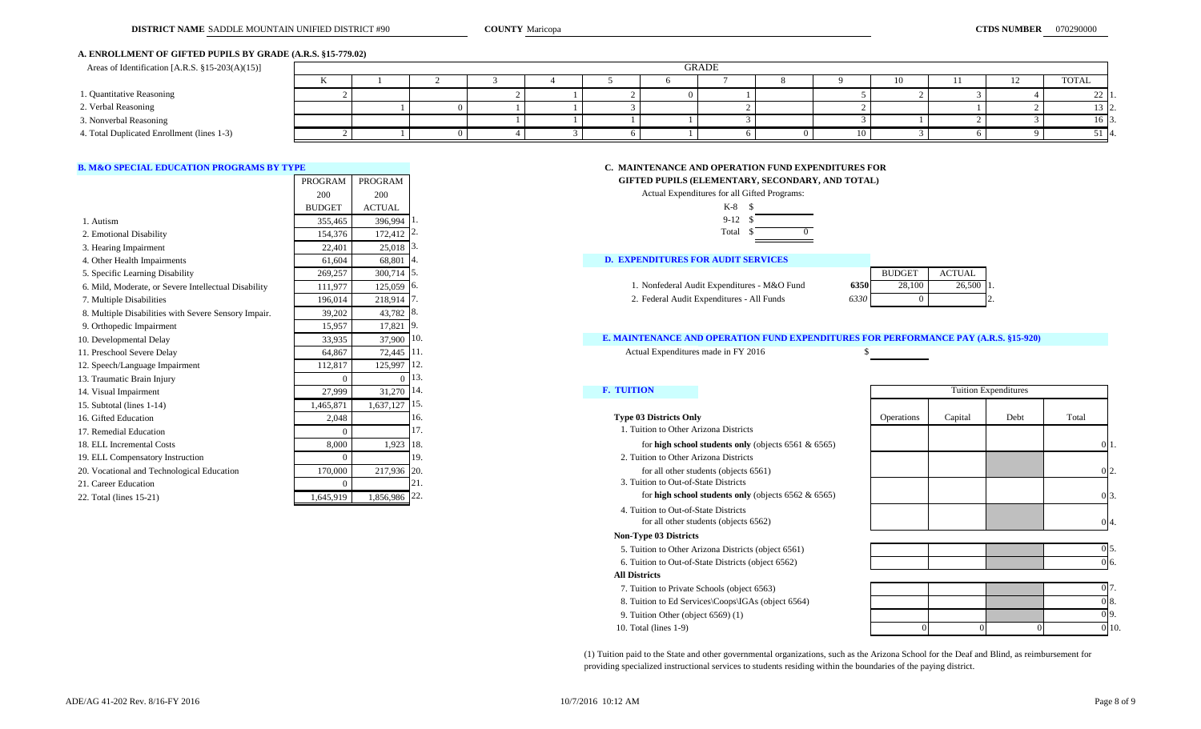**DISTRICT NAME** SADDLE MOUNTAIN UNIFIED DISTRICT #90 **COUNTY** Maricopa **CTDS NUMBER** 070290000

## A. ENROLLMENT OF GIFTED PUPILS BY GRADE (A.R.S. §15-779.02)

| Areas of Identification [A.R.S. §15-203(A)(15)] | K | 1 | 2 | 3 | 4 | 5 | 6 | 7 | 8 | 9 | 10 | 11 | 12 | TOTAL | |
|---|---|---|---|---|---|---|---|---|---|---|---|---|---|---|---|
| 1. Quantitative Reasoning | 2 | | | 2 | 1 | 2 | 0 | 1 | | 5 | 2 | 3 | 4 | 22 | 1. |
| 2. Verbal Reasoning | | 1 | 0 | 1 | 1 | 3 | | 2 | | 2 | | 1 | 2 | 13 | 2. |
| 3. Nonverbal Reasoning | | | | 1 | 1 | 1 | 1 | 3 | | 3 | 1 | 2 | 3 | 16 | 3. |
| 4. Total Duplicated Enrollment (lines 1-3) | 2 | 1 | 0 | 4 | 3 | 6 | 1 | 6 | 0 | 10 | 3 | 6 | 9 | 51 | 4. |

## B. M&O SPECIAL EDUCATION PROGRAMS BY TYPE

| | PROGRAM 200 BUDGET | PROGRAM 200 ACTUAL | |
|---|---|---|---|
| 1. Autism | 355,465 | 396,994 | 1. |
| 2. Emotional Disability | 154,376 | 172,412 | 2. |
| 3. Hearing Impairment | 22,401 | 25,018 | 3. |
| 4. Other Health Impairments | 61,604 | 68,801 | 4. |
| 5. Specific Learning Disability | 269,257 | 300,714 | 5. |
| 6. Mild, Moderate, or Severe Intellectual Disability | 111,977 | 125,059 | 6. |
| 7. Multiple Disabilities | 196,014 | 218,914 | 7. |
| 8. Multiple Disabilities with Severe Sensory Impair. | 39,202 | 43,782 | 8. |
| 9. Orthopedic Impairment | 15,957 | 17,821 | 9. |
| 10. Developmental Delay | 33,935 | 37,900 | 10. |
| 11. Preschool Severe Delay | 64,867 | 72,445 | 11. |
| 12. Speech/Language Impairment | 112,817 | 125,997 | 12. |
| 13. Traumatic Brain Injury | 0 | 0 | 13. |
| 14. Visual Impairment | 27,999 | 31,270 | 14. |
| 15. Subtotal (lines 1-14) | 1,465,871 | 1,637,127 | 15. |
| 16. Gifted Education | 2,048 | | 16. |
| 17. Remedial Education | 0 | | 17. |
| 18. ELL Incremental Costs | 8,000 | 1,923 | 18. |
| 19. ELL Compensatory Instruction | 0 | | 19. |
| 20. Vocational and Technological Education | 170,000 | 217,936 | 20. |
| 21. Career Education | 0 | | 21. |
| 22. Total (lines 15-21) | 1,645,919 | 1,856,986 | 22. |

## C. MAINTENANCE AND OPERATION FUND EXPENDITURES FOR GIFTED PUPILS (ELEMENTARY, SECONDARY, AND TOTAL)

Actual Expenditures for all Gifted Programs:

| | |
|---|---|
| K-8 | $ |
| 9-12 | $ |
| Total | $ 0 |

## D. EXPENDITURES FOR AUDIT SERVICES

| | | BUDGET | ACTUAL | |
|---|---|---|---|---|
| 1. Nonfederal Audit Expenditures - M&O Fund | **6350** | 28,100 | 26,500 | 1. |
| 2. Federal Audit Expenditures - All Funds | *6330* | 0 | | 2. |

## E. MAINTENANCE AND OPERATION FUND EXPENDITURES FOR PERFORMANCE PAY (A.R.S. §15-920)

Actual Expenditures made in FY 2016 $

## F. TUITION

| | Operations | Capital | Debt | Total | |
|---|---|---|---|---|---|
| **Type 03 Districts Only** | | | | | |
| 1. Tuition to Other Arizona Districts for **high school students only** (objects 6561 & 6565) | | | | 0 | 1. |
| 2. Tuition to Other Arizona Districts for all other students (objects 6561) | | | | 0 | 2. |
| 3. Tuition to Out-of-State Districts for **high school students only** (objects 6562 & 6565) | | | | 0 | 3. |
| 4. Tuition to Out-of-State Districts for all other students (objects 6562) | | | | 0 | 4. |
| **Non-Type 03 Districts** | | | | | |
| 5. Tuition to Other Arizona Districts (object 6561) | | | | 0 | 5. |
| 6. Tuition to Out-of-State Districts (object 6562) | | | | 0 | 6. |
| **All Districts** | | | | | |
| 7. Tuition to Private Schools (object 6563) | | | | 0 | 7. |
| 8. Tuition to Ed Services\Coops\IGAs (object 6564) | | | | 0 | 8. |
| 9. Tuition Other (object 6569) (1) | | | | 0 | 9. |
| 10. Total (lines 1-9) | 0 | 0 | 0 | 0 | 10. |

(1) Tuition paid to the State and other governmental organizations, such as the Arizona School for the Deaf and Blind, as reimbursement for providing specialized instructional services to students residing within the boundaries of the paying district.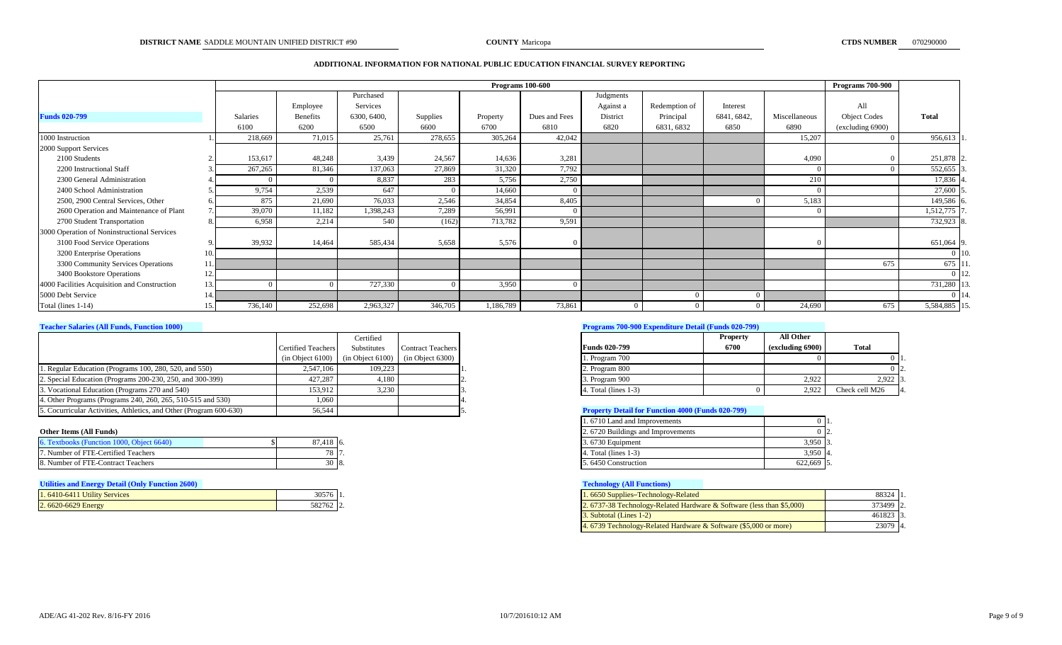**DISTRICT NAME** SADDLE MOUNTAIN UNIFIED DISTRICT #90 **COUNTY** Maricopa **CTDS NUMBER** 070290000

## ADDITIONAL INFORMATION FOR NATIONAL PUBLIC EDUCATION FINANCIAL SURVEY REPORTING

| | | Programs 100-600 | | | | | | | | | | Programs 700-900 | |
|---|---|---|---|---|---|---|---|---|---|---|---|---|---|
| **Funds 020-799** | | Salaries 6100 | Employee Benefits 6200 | Purchased Services 6300, 6400, 6500 | Supplies 6600 | Property 6700 | Dues and Fees 6810 | Judgments Against a District 6820 | Redemption of Principal 6831, 6832 | Interest 6841, 6842, 6850 | Miscellaneous 6890 | All Object Codes (excluding 6900) | **Total** |
| 1000 Instruction | 1. | 218,669 | 71,015 | 25,761 | 278,655 | 305,264 | 42,042 | | | | 15,207 | 0 | 956,613 |
| 2000 Support Services | | | | | | | | | | | | | |
| 2100 Students | 2. | 153,617 | 48,248 | 3,439 | 24,567 | 14,636 | 3,281 | | | | 4,090 | 0 | 251,878 |
| 2200 Instructional Staff | 3. | 267,265 | 81,346 | 137,063 | 27,869 | 31,320 | 7,792 | | | | 0 | 0 | 552,655 |
| 2300 General Administration | 4. | 0 | 0 | 8,837 | 283 | 5,756 | 2,750 | | | | 210 | | 17,836 |
| 2400 School Administration | 5. | 9,754 | 2,539 | 647 | 0 | 14,660 | 0 | | | | 0 | | 27,600 |
| 2500, 2900 Central Services, Other | 6. | 875 | 21,690 | 76,033 | 2,546 | 34,854 | 8,405 | | | 0 | 5,183 | | 149,586 |
| 2600 Operation and Maintenance of Plant | 7. | 39,070 | 11,182 | 1,398,243 | 7,289 | 56,991 | 0 | | | | 0 | | 1,512,775 |
| 2700 Student Transportation | 8. | 6,958 | 2,214 | 540 | (162) | 713,782 | 9,591 | | | | | | 732,923 |
| 3000 Operation of Noninstructional Services | | | | | | | | | | | | | |
| 3100 Food Service Operations | 9. | 39,932 | 14,464 | 585,434 | 5,658 | 5,576 | 0 | | | | 0 | | 651,064 |
| 3200 Enterprise Operations | 10. | | | | | | | | | | | | 0 |
| 3300 Community Services Operations | 11. | | | | | | | | | | | 675 | 675 |
| 3400 Bookstore Operations | 12. | | | | | | | | | | | | 0 |
| 4000 Facilities Acquisition and Construction | 13. | 0 | 0 | 727,330 | 0 | 3,950 | 0 | | | | | | 731,280 |
| 5000 Debt Service | 14. | | | | | | | | 0 | 0 | | | 0 |
| Total (lines 1-14) | 15. | 736,140 | 252,698 | 2,963,327 | 346,705 | 1,186,789 | 73,861 | 0 | 0 | 0 | 24,690 | 675 | 5,584,885 |

### Teacher Salaries (All Funds, Function 1000)

| | Certified Teachers (in Object 6100) | Certified Substitutes (in Object 6100) | Contract Teachers (in Object 6300) | |
|---|---|---|---|---|
| 1. Regular Education (Programs 100, 280, 520, and 550) | 2,547,106 | 109,223 | | 1. |
| 2. Special Education (Programs 200-230, 250, and 300-399) | 427,287 | 4,180 | | 2. |
| 3. Vocational Education (Programs 270 and 540) | 153,912 | 3,230 | | 3. |
| 4. Other Programs (Programs 240, 260, 265, 510-515 and 530) | 1,060 | | | 4. |
| 5. Cocurricular Activities, Athletics, and Other (Program 600-630) | 56,544 | | | 5. |

### Other Items (All Funds)

| | | |
|---|---|---|
| 6. Textbooks (Function 1000, Object 6640) | $ 87,418 | 6. |
| 7. Number of FTE-Certified Teachers | 78 | 7. |
| 8. Number of FTE-Contract Teachers | 30 | 8. |

### Utilities and Energy Detail (Only Function 2600)

| | | |
|---|---|---|
| 1. 6410-6411 Utility Services | 30576 | 1. |
| 2. 6620-6629 Energy | 582762 | 2. |

### Programs 700-900 Expenditure Detail (Funds 020-799)

| Funds 020-799 | Property 6700 | All Other (excluding 6900) | Total | |
|---|---|---|---|---|
| 1. Program 700 | | 0 | 0 | 1. |
| 2. Program 800 | | | 0 | 2. |
| 3. Program 900 | | 2,922 | 2,922 | 3. |
| 4. Total (lines 1-3) | 0 | 2,922 | Check cell M26 | 4. |

### Property Detail for Function 4000 (Funds 020-799)

| | | |
|---|---|---|
| 1. 6710 Land and Improvements | 0 | 1. |
| 2. 6720 Buildings and Improvements | 0 | 2. |
| 3. 6730 Equipment | 3,950 | 3. |
| 4. Total (lines 1-3) | 3,950 | 4. |
| 5. 6450 Construction | 622,669 | 5. |

### Technology (All Functions)

| | | |
|---|---|---|
| 1. 6650 Supplies--Technology-Related | 88324 | 1. |
| 2. 6737-38 Technology-Related Hardware & Software (less than $5,000) | 373499 | 2. |
| 3. Subtotal (Lines 1-2) | 461823 | 3. |
| 4. 6739 Technology-Related Hardware & Software ($5,000 or more) | 23079 | 4. |

ADE/AG 41-202 Rev. 8/16-FY 2016 10/7/201610:12 AM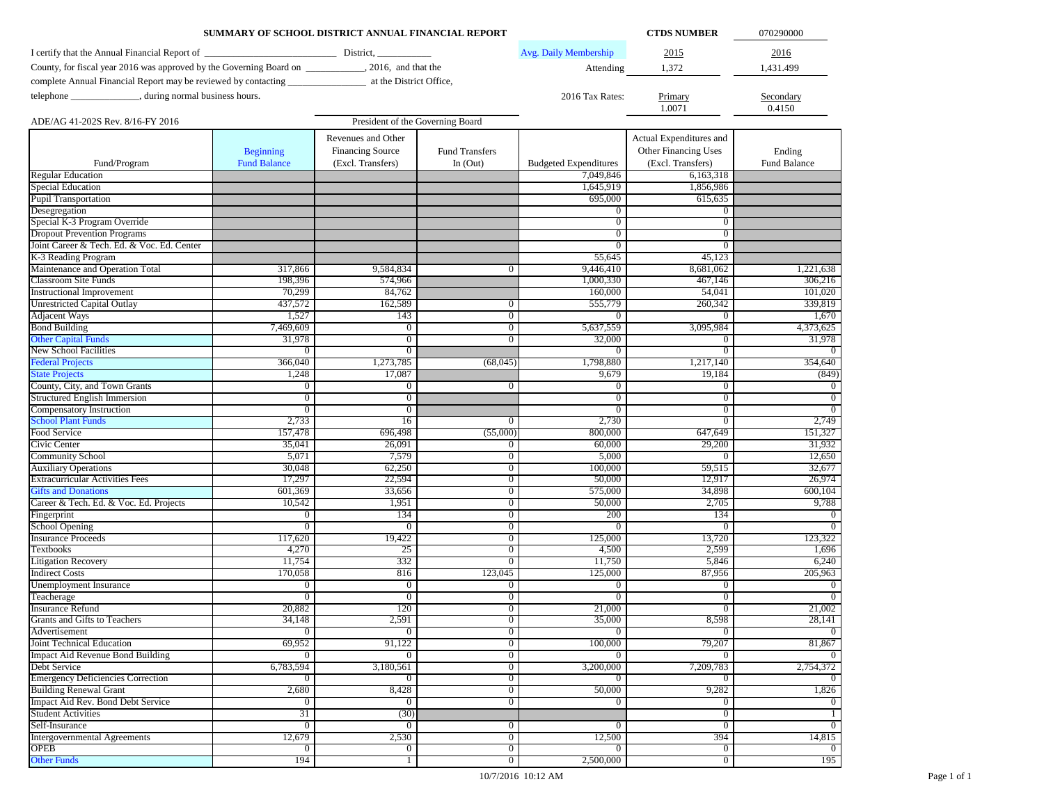**SUMMARY OF SCHOOL DISTRICT ANNUAL FINANCIAL REPORT**

**CTDS NUMBER** 070290000

I certify that the Annual Financial Report of __________________________ District, __________ County, for fiscal year 2016 was approved by the Governing Board on ___________, 2016, and that the complete Annual Financial Report may be reviewed by contacting ________________ at the District Office, telephone ______________, during normal business hours.

| Avg. Daily Membership | 2015 | 2016 |
|---|---|---|
| Attending | 1,372 | 1,431.499 |

| 2016 Tax Rates: | Primary | Secondary |
|---|---|---|
| | 1.0071 | 0.4150 |

President of the Governing Board

ADE/AG 41-202S Rev. 8/16-FY 2016

| Fund/Program | Beginning Fund Balance | Revenues and Other Financing Source (Excl. Transfers) | Fund Transfers In (Out) | Budgeted Expenditures | Actual Expenditures and Other Financing Uses (Excl. Transfers) | Ending Fund Balance |
|---|---|---|---|---|---|---|
| Regular Education | | | | 7,049,846 | 6,163,318 | |
| Special Education | | | | 1,645,919 | 1,856,986 | |
| Pupil Transportation | | | | 695,000 | 615,635 | |
| Desegregation | | | | 0 | 0 | |
| Special K-3 Program Override | | | | 0 | 0 | |
| Dropout Prevention Programs | | | | 0 | 0 | |
| Joint Career & Tech. Ed. & Voc. Ed. Center | | | | 0 | 0 | |
| K-3 Reading Program | | | | 55,645 | 45,123 | |
| Maintenance and Operation Total | 317,866 | 9,584,834 | 0 | 9,446,410 | 8,681,062 | 1,221,638 |
| Classroom Site Funds | 198,396 | 574,966 | | 1,000,330 | 467,146 | 306,216 |
| Instructional Improvement | 70,299 | 84,762 | | 160,000 | 54,041 | 101,020 |
| Unrestricted Capital Outlay | 437,572 | 162,589 | 0 | 555,779 | 260,342 | 339,819 |
| Adjacent Ways | 1,527 | 143 | 0 | 0 | 0 | 1,670 |
| Bond Building | 7,469,609 | 0 | 0 | 5,637,559 | 3,095,984 | 4,373,625 |
| Other Capital Funds | 31,978 | 0 | 0 | 32,000 | 0 | 31,978 |
| New School Facilities | 0 | 0 | | 0 | 0 | 0 |
| Federal Projects | 366,040 | 1,273,785 | (68,045) | 1,798,880 | 1,217,140 | 354,640 |
| State Projects | 1,248 | 17,087 | | 9,679 | 19,184 | (849) |
| County, City, and Town Grants | 0 | 0 | 0 | 0 | 0 | 0 |
| Structured English Immersion | 0 | 0 | | 0 | 0 | 0 |
| Compensatory Instruction | 0 | 0 | | 0 | 0 | 0 |
| School Plant Funds | 2,733 | 16 | 0 | 2,730 | 0 | 2,749 |
| Food Service | 157,478 | 696,498 | (55,000) | 800,000 | 647,649 | 151,327 |
| Civic Center | 35,041 | 26,091 | 0 | 60,000 | 29,200 | 31,932 |
| Community School | 5,071 | 7,579 | 0 | 5,000 | 0 | 12,650 |
| Auxiliary Operations | 30,048 | 62,250 | 0 | 100,000 | 59,515 | 32,677 |
| Extracurricular Activities Fees | 17,297 | 22,594 | 0 | 50,000 | 12,917 | 26,974 |
| Gifts and Donations | 601,369 | 33,656 | 0 | 575,000 | 34,898 | 600,104 |
| Career & Tech. Ed. & Voc. Ed. Projects | 10,542 | 1,951 | 0 | 50,000 | 2,705 | 9,788 |
| Fingerprint | 0 | 134 | 0 | 200 | 134 | 0 |
| School Opening | 0 | 0 | 0 | 0 | 0 | 0 |
| Insurance Proceeds | 117,620 | 19,422 | 0 | 125,000 | 13,720 | 123,322 |
| Textbooks | 4,270 | 25 | 0 | 4,500 | 2,599 | 1,696 |
| Litigation Recovery | 11,754 | 332 | 0 | 11,750 | 5,846 | 6,240 |
| Indirect Costs | 170,058 | 816 | 123,045 | 125,000 | 87,956 | 205,963 |
| Unemployment Insurance | 0 | 0 | 0 | 0 | 0 | 0 |
| Teacherage | 0 | 0 | 0 | 0 | 0 | 0 |
| Insurance Refund | 20,882 | 120 | 0 | 21,000 | 0 | 21,002 |
| Grants and Gifts to Teachers | 34,148 | 2,591 | 0 | 35,000 | 8,598 | 28,141 |
| Advertisement | 0 | 0 | 0 | 0 | 0 | 0 |
| Joint Technical Education | 69,952 | 91,122 | 0 | 100,000 | 79,207 | 81,867 |
| Impact Aid Revenue Bond Building | 0 | 0 | 0 | 0 | 0 | 0 |
| Debt Service | 6,783,594 | 3,180,561 | 0 | 3,200,000 | 7,209,783 | 2,754,372 |
| Emergency Deficiencies Correction | 0 | 0 | 0 | 0 | 0 | 0 |
| Building Renewal Grant | 2,680 | 8,428 | 0 | 50,000 | 9,282 | 1,826 |
| Impact Aid Rev. Bond Debt Service | 0 | 0 | 0 | 0 | 0 | 0 |
| Student Activities | 31 | (30) | | | 0 | 1 |
| Self-Insurance | 0 | 0 | 0 | 0 | 0 | 0 |
| Intergovernmental Agreements | 12,679 | 2,530 | 0 | 12,500 | 394 | 14,815 |
| OPEB | 0 | 0 | 0 | 0 | 0 | 0 |
| Other Funds | 194 | 1 | 0 | 2,500,000 | 0 | 195 |

10/7/2016 10:12 AM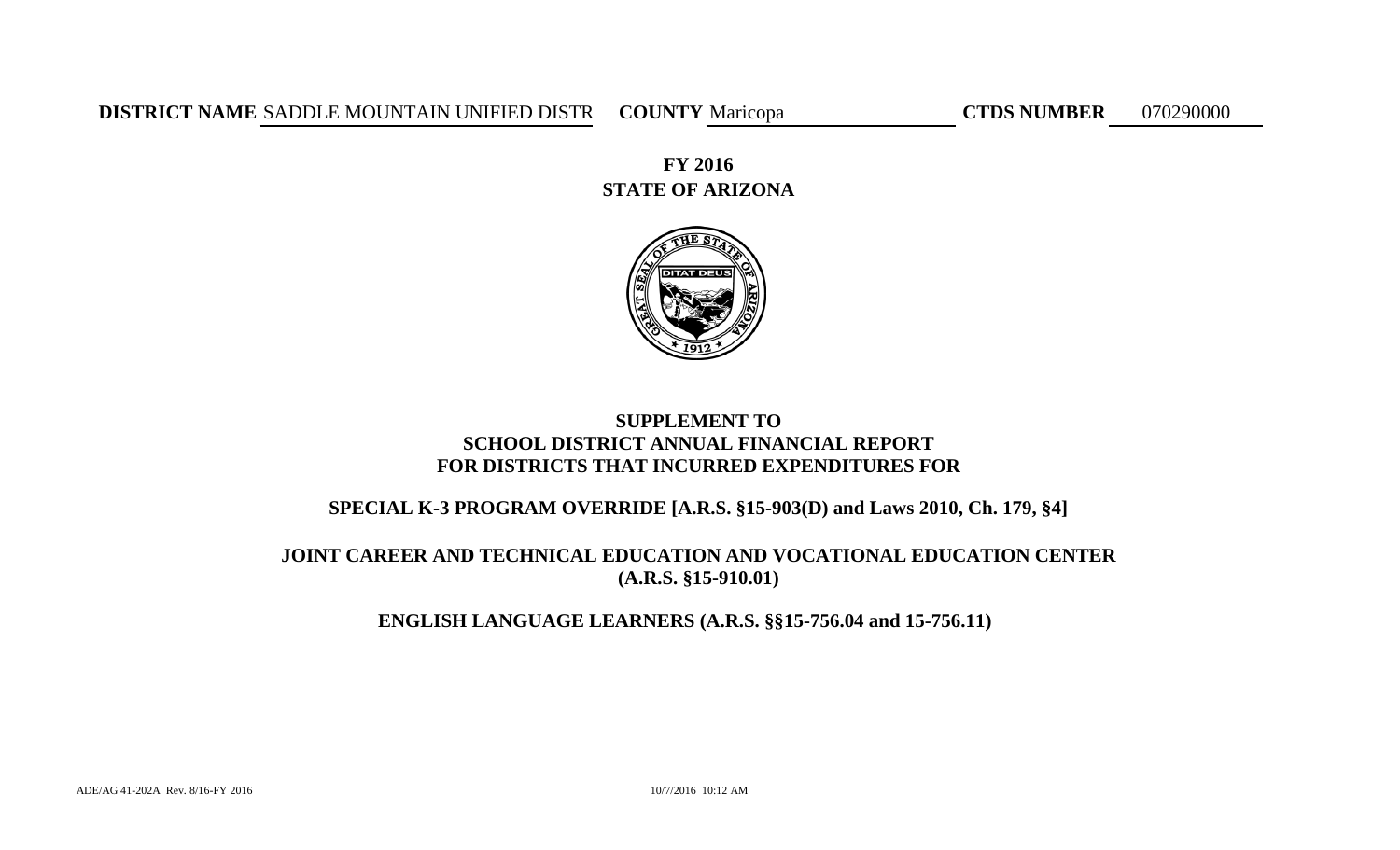**DISTRICT NAME** SADDLE MOUNTAIN UNIFIED DISTR **COUNTY** Maricopa **CTDS NUMBER** 070290000

# FY 2016
# STATE OF ARIZONA

## SUPPLEMENT TO
## SCHOOL DISTRICT ANNUAL FINANCIAL REPORT
## FOR DISTRICTS THAT INCURRED EXPENDITURES FOR

### SPECIAL K-3 PROGRAM OVERRIDE [A.R.S. §15-903(D) and Laws 2010, Ch. 179, §4]

### JOINT CAREER AND TECHNICAL EDUCATION AND VOCATIONAL EDUCATION CENTER (A.R.S. §15-910.01)

### ENGLISH LANGUAGE LEARNERS (A.R.S. §§15-756.04 and 15-756.11)

ADE/AG 41-202A Rev. 8/16-FY 2016 10/7/2016 10:12 AM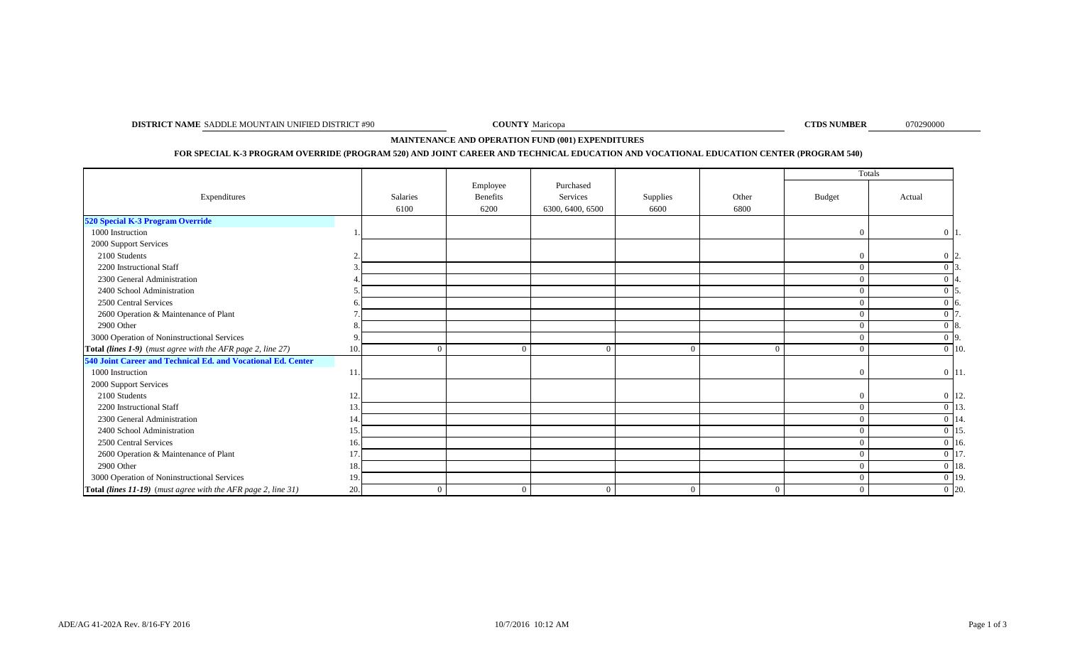**DISTRICT NAME** SADDLE MOUNTAIN UNIFIED DISTRICT #90 **COUNTY** Maricopa **CTDS NUMBER** 070290000

## MAINTENANCE AND OPERATION FUND (001) EXPENDITURES

### FOR SPECIAL K-3 PROGRAM OVERRIDE (PROGRAM 520) AND JOINT CAREER AND TECHNICAL EDUCATION AND VOCATIONAL EDUCATION CENTER (PROGRAM 540)

| Expenditures | | Salaries 6100 | Employee Benefits 6200 | Purchased Services 6300, 6400, 6500 | Supplies 6600 | Other 6800 | Totals Budget | Totals Actual | |
|---|---|---|---|---|---|---|---|---|---|
| **520 Special K-3 Program Override** | | | | | | | | | |
| 1000 Instruction | 1. | | | | | | 0 | 0 | 1. |
| 2000 Support Services | | | | | | | | | |
| 2100 Students | 2. | | | | | | 0 | 0 | 2. |
| 2200 Instructional Staff | 3. | | | | | | 0 | 0 | 3. |
| 2300 General Administration | 4. | | | | | | 0 | 0 | 4. |
| 2400 School Administration | 5. | | | | | | 0 | 0 | 5. |
| 2500 Central Services | 6. | | | | | | 0 | 0 | 6. |
| 2600 Operation & Maintenance of Plant | 7. | | | | | | 0 | 0 | 7. |
| 2900 Other | 8. | | | | | | 0 | 0 | 8. |
| 3000 Operation of Noninstructional Services | 9. | | | | | | 0 | 0 | 9. |
| **Total *(lines 1-9)*** *(must agree with the AFR page 2, line 27)* | 10. | 0 | 0 | 0 | 0 | 0 | 0 | 0 | 10. |
| **540 Joint Career and Technical Ed. and Vocational Ed. Center** | | | | | | | | | |
| 1000 Instruction | 11. | | | | | | 0 | 0 | 11. |
| 2000 Support Services | | | | | | | | | |
| 2100 Students | 12. | | | | | | 0 | 0 | 12. |
| 2200 Instructional Staff | 13. | | | | | | 0 | 0 | 13. |
| 2300 General Administration | 14. | | | | | | 0 | 0 | 14. |
| 2400 School Administration | 15. | | | | | | 0 | 0 | 15. |
| 2500 Central Services | 16. | | | | | | 0 | 0 | 16. |
| 2600 Operation & Maintenance of Plant | 17. | | | | | | 0 | 0 | 17. |
| 2900 Other | 18. | | | | | | 0 | 0 | 18. |
| 3000 Operation of Noninstructional Services | 19. | | | | | | 0 | 0 | 19. |
| **Total *(lines 11-19)*** *(must agree with the AFR page 2, line 31)* | 20. | 0 | 0 | 0 | 0 | 0 | 0 | 0 | 20. |

ADE/AG 41-202A Rev. 8/16-FY 2016 10/7/2016 10:12 AM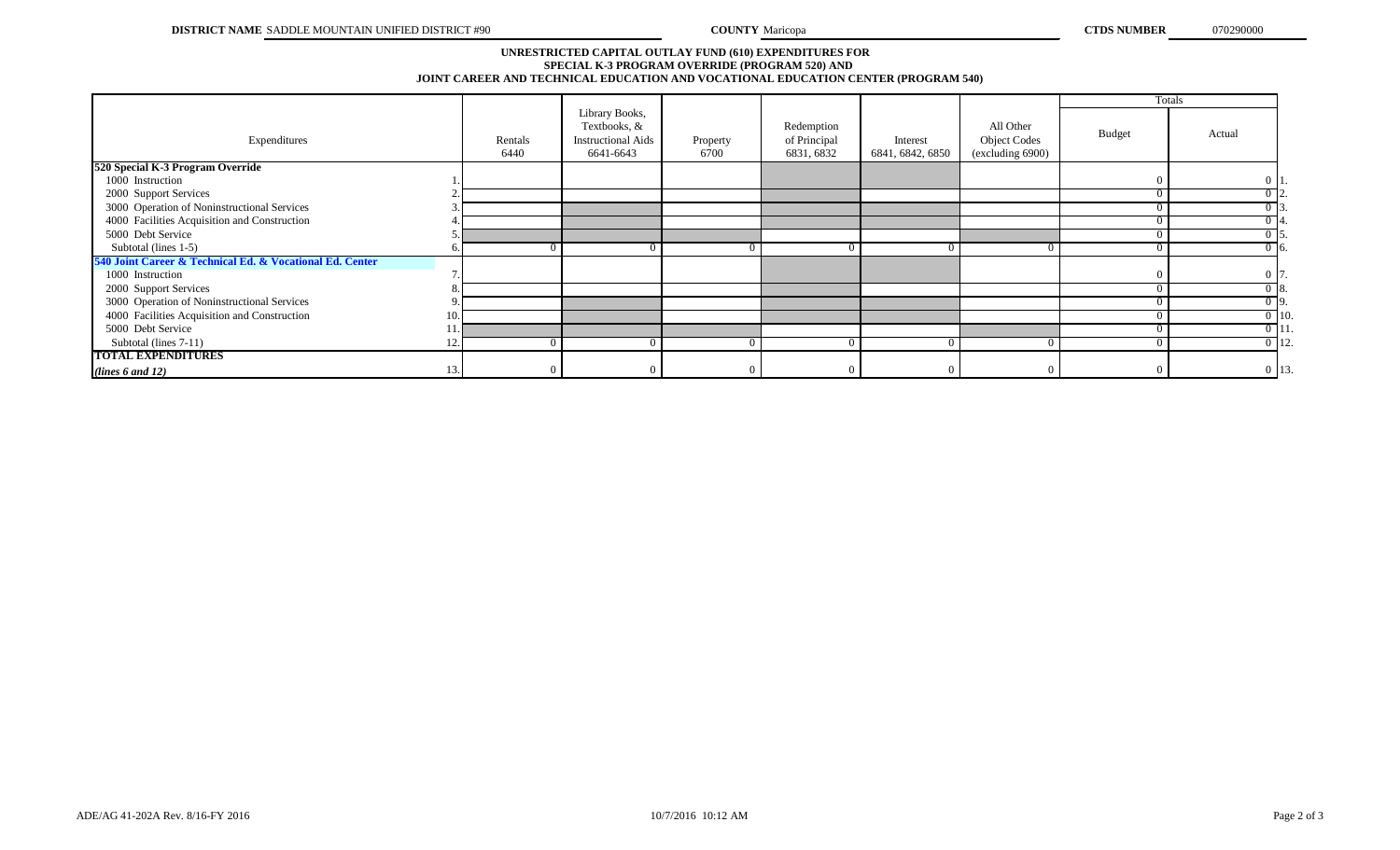**DISTRICT NAME** SADDLE MOUNTAIN UNIFIED DISTRICT #90 **COUNTY** Maricopa **CTDS NUMBER** 070290000

## UNRESTRICTED CAPITAL OUTLAY FUND (610) EXPENDITURES FOR SPECIAL K-3 PROGRAM OVERRIDE (PROGRAM 520) AND JOINT CAREER AND TECHNICAL EDUCATION AND VOCATIONAL EDUCATION CENTER (PROGRAM 540)

| Expenditures | | Rentals 6440 | Library Books, Textbooks, & Instructional Aids 6641-6643 | Property 6700 | Redemption of Principal 6831, 6832 | Interest 6841, 6842, 6850 | All Other Object Codes (excluding 6900) | Totals Budget | Totals Actual | |
|---|---|---|---|---|---|---|---|---|---|---|
| **520 Special K-3 Program Override** | | | | | | | | | | |
| 1000 Instruction | 1. | | | | | | | 0 | 0 | 1. |
| 2000 Support Services | 2. | | | | | | | 0 | 0 | 2. |
| 3000 Operation of Noninstructional Services | 3. | | | | | | | 0 | 0 | 3. |
| 4000 Facilities Acquisition and Construction | 4. | | | | | | | 0 | 0 | 4. |
| 5000 Debt Service | 5. | | | | | | | 0 | 0 | 5. |
| Subtotal (lines 1-5) | 6. | 0 | 0 | 0 | 0 | 0 | 0 | 0 | 0 | 6. |
| **540 Joint Career & Technical Ed. & Vocational Ed. Center** | | | | | | | | | | |
| 1000 Instruction | 7. | | | | | | | 0 | 0 | 7. |
| 2000 Support Services | 8. | | | | | | | 0 | 0 | 8. |
| 3000 Operation of Noninstructional Services | 9. | | | | | | | 0 | 0 | 9. |
| 4000 Facilities Acquisition and Construction | 10. | | | | | | | 0 | 0 | 10. |
| 5000 Debt Service | 11. | | | | | | | 0 | 0 | 11. |
| Subtotal (lines 7-11) | 12. | 0 | 0 | 0 | 0 | 0 | 0 | 0 | 0 | 12. |
| **TOTAL EXPENDITURES** *(lines 6 and 12)* | 13. | 0 | 0 | 0 | 0 | 0 | 0 | 0 | 0 | 13. |

ADE/AG 41-202A Rev. 8/16-FY 2016 10/7/2016 10:12 AM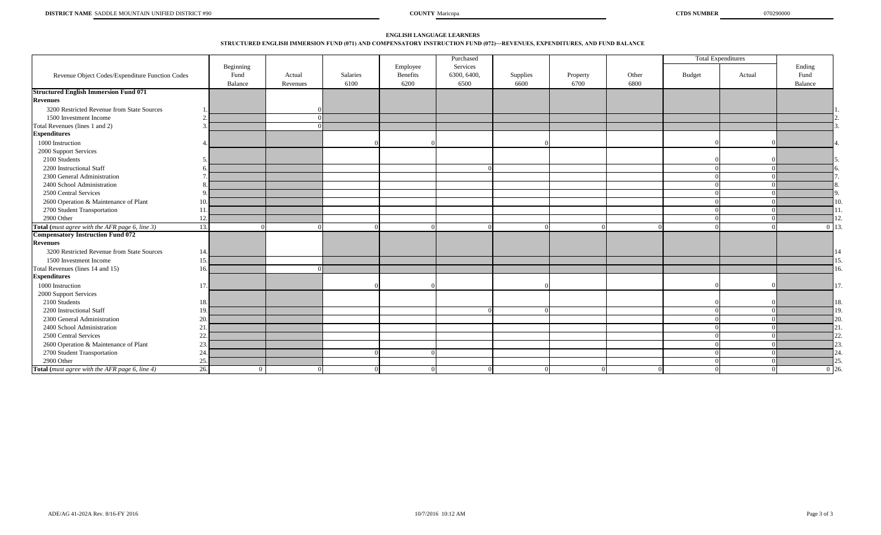**DISTRICT NAME** SADDLE MOUNTAIN UNIFIED DISTRICT #90 **COUNTY** Maricopa **CTDS NUMBER** 070290000

## ENGLISH LANGUAGE LEARNERS

### STRUCTURED ENGLISH IMMERSION FUND (071) AND COMPENSATORY INSTRUCTION FUND (072)—REVENUES, EXPENDITURES, AND FUND BALANCE

| Revenue Object Codes/Expenditure Function Codes | | Beginning Fund Balance | Actual Revenues | Salaries 6100 | Employee Benefits 6200 | Purchased Services 6300, 6400, 6500 | Supplies 6600 | Property 6700 | Other 6800 | Total Expenditures Budget | Total Expenditures Actual | Ending Fund Balance | |
|---|---|---|---|---|---|---|---|---|---|---|---|---|---|
| **Structured English Immersion Fund 071** | | | | | | | | | | | | | |
| **Revenues** | | | | | | | | | | | | | |
| 3200 Restricted Revenue from State Sources | 1. | | 0 | | | | | | | | | | 1. |
| 1500 Investment Income | 2. | | 0 | | | | | | | | | | 2. |
| Total Revenues (lines 1 and 2) | 3. | | 0 | | | | | | | | | | 3. |
| **Expenditures** | | | | | | | | | | | | | |
| 1000 Instruction | 4. | | | 0 | 0 | | 0 | | | 0 | 0 | | 4. |
| 2000 Support Services | | | | | | | | | | | | | |
| 2100 Students | 5. | | | | | | | | | 0 | 0 | | 5. |
| 2200 Instructional Staff | 6. | | | | | 0 | | | | 0 | 0 | | 6. |
| 2300 General Administration | 7. | | | | | | | | | 0 | 0 | | 7. |
| 2400 School Administration | 8. | | | | | | | | | 0 | 0 | | 8. |
| 2500 Central Services | 9. | | | | | | | | | 0 | 0 | | 9. |
| 2600 Operation & Maintenance of Plant | 10. | | | | | | | | | 0 | 0 | | 10. |
| 2700 Student Transportation | 11. | | | | | | | | | 0 | 0 | | 11. |
| 2900 Other | 12. | | | | | | | | | 0 | 0 | | 12. |
| **Total** (*must agree with the AFR page 6, line 3*) | 13. | 0 | 0 | 0 | 0 | 0 | 0 | 0 | 0 | 0 | 0 | 0 | 13. |
| **Compensatory Instruction Fund 072** | | | | | | | | | | | | | |
| **Revenues** | | | | | | | | | | | | | |
| 3200 Restricted Revenue from State Sources | 14. | | | | | | | | | | | | 14 |
| 1500 Investment Income | 15. | | | | | | | | | | | | 15. |
| Total Revenues (lines 14 and 15) | 16. | | 0 | | | | | | | | | | 16. |
| **Expenditures** | | | | | | | | | | | | | |
| 1000 Instruction | 17. | | | 0 | 0 | | 0 | | | 0 | 0 | | 17. |
| 2000 Support Services | | | | | | | | | | | | | |
| 2100 Students | 18. | | | | | | | | | 0 | 0 | | 18. |
| 2200 Instructional Staff | 19. | | | | | 0 | 0 | | | 0 | 0 | | 19. |
| 2300 General Administration | 20. | | | | | | | | | 0 | 0 | | 20. |
| 2400 School Administration | 21. | | | | | | | | | 0 | 0 | | 21. |
| 2500 Central Services | 22. | | | | | | | | | 0 | 0 | | 22. |
| 2600 Operation & Maintenance of Plant | 23. | | | | | | | | | 0 | 0 | | 23. |
| 2700 Student Transportation | 24. | | | 0 | 0 | | | | | 0 | 0 | | 24. |
| 2900 Other | 25. | | | | | | | | | 0 | 0 | | 25. |
| **Total** (*must agree with the AFR page 6, line 4*) | 26. | 0 | 0 | 0 | 0 | 0 | 0 | 0 | 0 | 0 | 0 | 0 | 26. |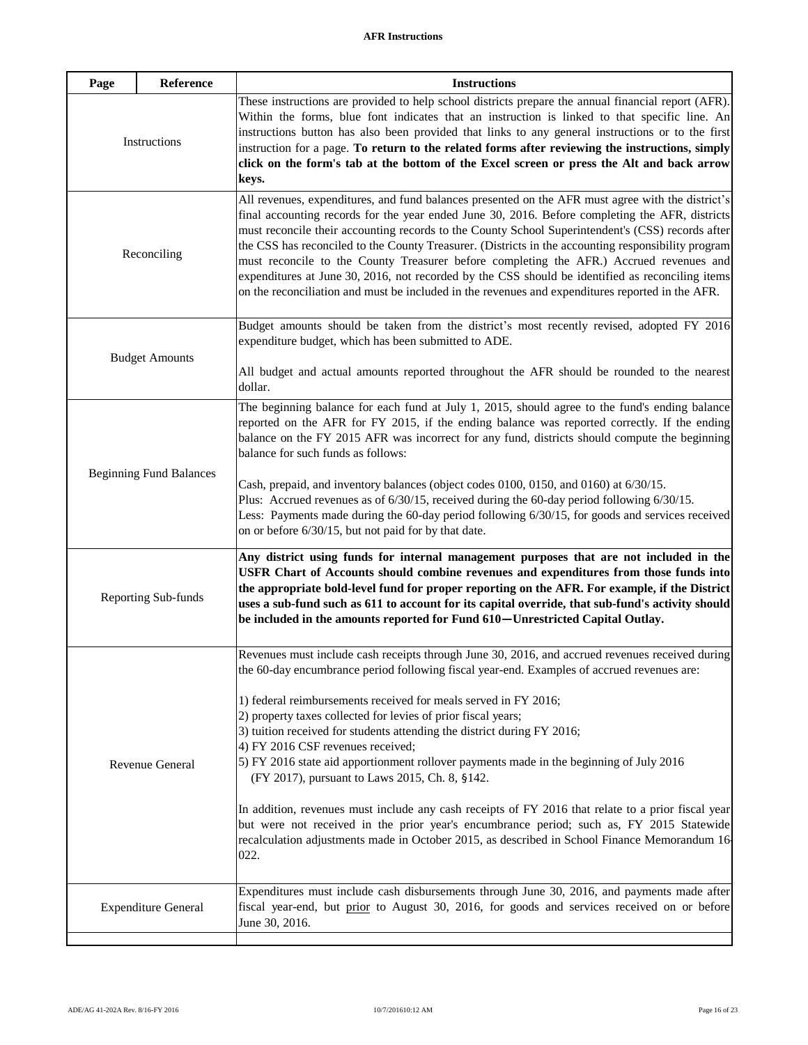**AFR Instructions**

| Page | Reference | Instructions |
|---|---|---|
| Instructions | | These instructions are provided to help school districts prepare the annual financial report (AFR). Within the forms, blue font indicates that an instruction is linked to that specific line. An instructions button has also been provided that links to any general instructions or to the first instruction for a page. **To return to the related forms after reviewing the instructions, simply click on the form's tab at the bottom of the Excel screen or press the Alt and back arrow keys.** |
| Reconciling | | All revenues, expenditures, and fund balances presented on the AFR must agree with the district's final accounting records for the year ended June 30, 2016. Before completing the AFR, districts must reconcile their accounting records to the County School Superintendent's (CSS) records after the CSS has reconciled to the County Treasurer. (Districts in the accounting responsibility program must reconcile to the County Treasurer before completing the AFR.) Accrued revenues and expenditures at June 30, 2016, not recorded by the CSS should be identified as reconciling items on the reconciliation and must be included in the revenues and expenditures reported in the AFR. |
| Budget Amounts | | Budget amounts should be taken from the district's most recently revised, adopted FY 2016 expenditure budget, which has been submitted to ADE.<br><br>All budget and actual amounts reported throughout the AFR should be rounded to the nearest dollar. |
| Beginning Fund Balances | | The beginning balance for each fund at July 1, 2015, should agree to the fund's ending balance reported on the AFR for FY 2015, if the ending balance was reported correctly. If the ending balance on the FY 2015 AFR was incorrect for any fund, districts should compute the beginning balance for such funds as follows:<br><br>Cash, prepaid, and inventory balances (object codes 0100, 0150, and 0160) at 6/30/15.<br>Plus: Accrued revenues as of 6/30/15, received during the 60-day period following 6/30/15.<br>Less: Payments made during the 60-day period following 6/30/15, for goods and services received on or before 6/30/15, but not paid for by that date. |
| Reporting Sub-funds | | **Any district using funds for internal management purposes that are not included in the USFR Chart of Accounts should combine revenues and expenditures from those funds into the appropriate bold-level fund for proper reporting on the AFR. For example, if the District uses a sub-fund such as 611 to account for its capital override, that sub-fund's activity should be included in the amounts reported for Fund 610—Unrestricted Capital Outlay.** |
| Revenue General | | Revenues must include cash receipts through June 30, 2016, and accrued revenues received during the 60-day encumbrance period following fiscal year-end. Examples of accrued revenues are:<br><br>1) federal reimbursements received for meals served in FY 2016;<br>2) property taxes collected for levies of prior fiscal years;<br>3) tuition received for students attending the district during FY 2016;<br>4) FY 2016 CSF revenues received;<br>5) FY 2016 state aid apportionment rollover payments made in the beginning of July 2016 (FY 2017), pursuant to Laws 2015, Ch. 8, §142.<br><br>In addition, revenues must include any cash receipts of FY 2016 that relate to a prior fiscal year but were not received in the prior year's encumbrance period; such as, FY 2015 Statewide recalculation adjustments made in October 2015, as described in School Finance Memorandum 16-022. |
| Expenditure General | | Expenditures must include cash disbursements through June 30, 2016, and payments made after fiscal year-end, but prior to August 30, 2016, for goods and services received on or before June 30, 2016. |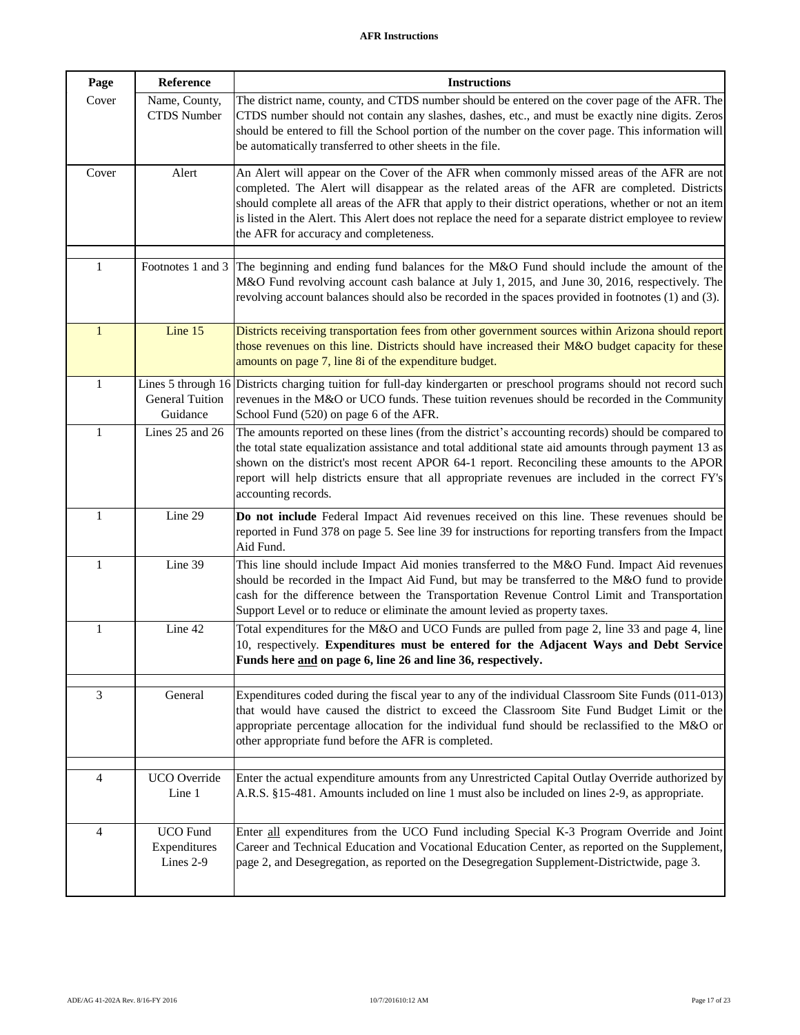## AFR Instructions

| Page | Reference | Instructions |
|---|---|---|
| Cover | Name, County, CTDS Number | The district name, county, and CTDS number should be entered on the cover page of the AFR. The CTDS number should not contain any slashes, dashes, etc., and must be exactly nine digits. Zeros should be entered to fill the School portion of the number on the cover page. This information will be automatically transferred to other sheets in the file. |
| Cover | Alert | An Alert will appear on the Cover of the AFR when commonly missed areas of the AFR are not completed. The Alert will disappear as the related areas of the AFR are completed. Districts should complete all areas of the AFR that apply to their district operations, whether or not an item is listed in the Alert. This Alert does not replace the need for a separate district employee to review the AFR for accuracy and completeness. |
| | | |
| 1 | Footnotes 1 and 3 | The beginning and ending fund balances for the M&O Fund should include the amount of the M&O Fund revolving account cash balance at July 1, 2015, and June 30, 2016, respectively. The revolving account balances should also be recorded in the spaces provided in footnotes (1) and (3). |
| 1 | Line 15 | Districts receiving transportation fees from other government sources within Arizona should report those revenues on this line. Districts should have increased their M&O budget capacity for these amounts on page 7, line 8i of the expenditure budget. |
| 1 | Lines 5 through 16 General Tuition Guidance | Districts charging tuition for full-day kindergarten or preschool programs should not record such revenues in the M&O or UCO funds. These tuition revenues should be recorded in the Community School Fund (520) on page 6 of the AFR. |
| 1 | Lines 25 and 26 | The amounts reported on these lines (from the district's accounting records) should be compared to the total state equalization assistance and total additional state aid amounts through payment 13 as shown on the district's most recent APOR 64-1 report. Reconciling these amounts to the APOR report will help districts ensure that all appropriate revenues are included in the correct FY's accounting records. |
| 1 | Line 29 | **Do not include** Federal Impact Aid revenues received on this line. These revenues should be reported in Fund 378 on page 5. See line 39 for instructions for reporting transfers from the Impact Aid Fund. |
| 1 | Line 39 | This line should include Impact Aid monies transferred to the M&O Fund. Impact Aid revenues should be recorded in the Impact Aid Fund, but may be transferred to the M&O fund to provide cash for the difference between the Transportation Revenue Control Limit and Transportation Support Level or to reduce or eliminate the amount levied as property taxes. |
| 1 | Line 42 | Total expenditures for the M&O and UCO Funds are pulled from page 2, line 33 and page 4, line 10, respectively. **Expenditures must be entered for the Adjacent Ways and Debt Service Funds here <u>and</u> on page 6, line 26 and line 36, respectively.** |
| | | |
| 3 | General | Expenditures coded during the fiscal year to any of the individual Classroom Site Funds (011-013) that would have caused the district to exceed the Classroom Site Fund Budget Limit or the appropriate percentage allocation for the individual fund should be reclassified to the M&O or other appropriate fund before the AFR is completed. |
| | | |
| 4 | UCO Override Line 1 | Enter the actual expenditure amounts from any Unrestricted Capital Outlay Override authorized by A.R.S. §15-481. Amounts included on line 1 must also be included on lines 2-9, as appropriate. |
| 4 | UCO Fund Expenditures Lines 2-9 | Enter <u>all</u> expenditures from the UCO Fund including Special K-3 Program Override and Joint Career and Technical Education and Vocational Education Center, as reported on the Supplement, page 2, and Desegregation, as reported on the Desegregation Supplement-Districtwide, page 3. |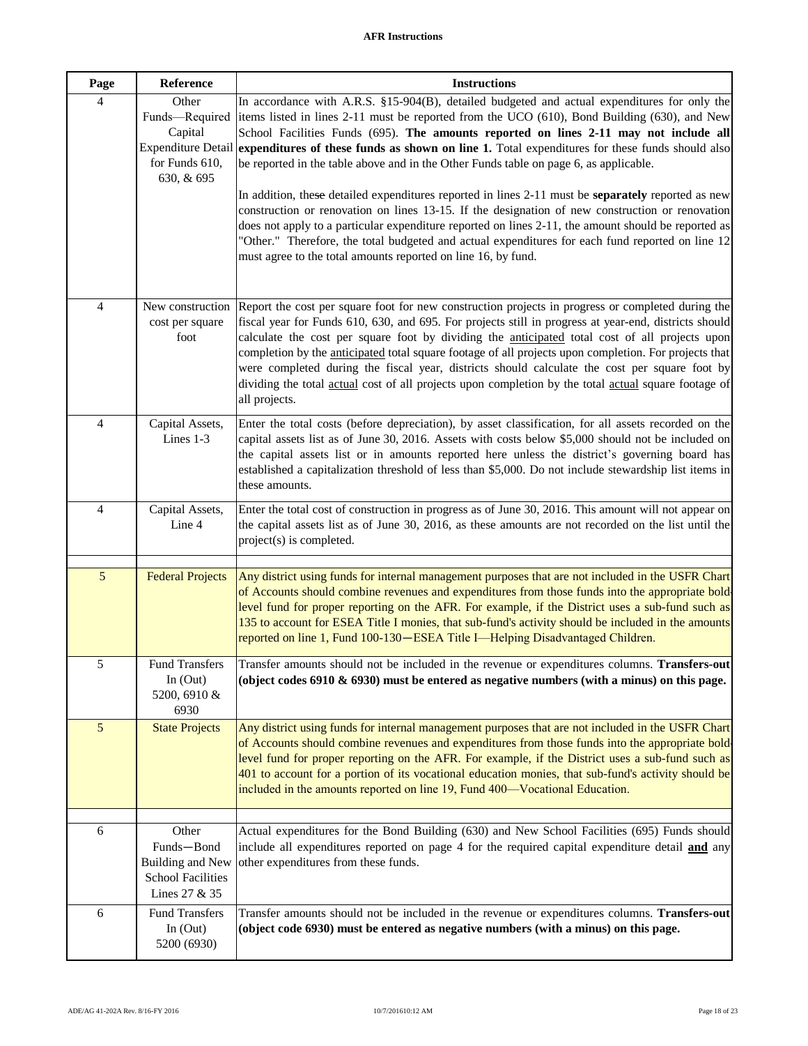# AFR Instructions

| Page | Reference | Instructions |
|---|---|---|
| 4 | Other Funds—Required Capital Expenditure Detail for Funds 610, 630, & 695 | In accordance with A.R.S. §15-904(B), detailed budgeted and actual expenditures for only the items listed in lines 2-11 must be reported from the UCO (610), Bond Building (630), and New School Facilities Funds (695). **The amounts reported on lines 2-11 may not include all expenditures of these funds as shown on line 1.** Total expenditures for these funds should also be reported in the table above and in the Other Funds table on page 6, as applicable.<br><br>In addition, these detailed expenditures reported in lines 2-11 must be **separately** reported as new construction or renovation on lines 13-15. If the designation of new construction or renovation does not apply to a particular expenditure reported on lines 2-11, the amount should be reported as "Other." Therefore, the total budgeted and actual expenditures for each fund reported on line 12 must agree to the total amounts reported on line 16, by fund. |
| 4 | New construction cost per square foot | Report the cost per square foot for new construction projects in progress or completed during the fiscal year for Funds 610, 630, and 695. For projects still in progress at year-end, districts should calculate the cost per square foot by dividing the anticipated total cost of all projects upon completion by the anticipated total square footage of all projects upon completion. For projects that were completed during the fiscal year, districts should calculate the cost per square foot by dividing the total actual cost of all projects upon completion by the total actual square footage of all projects. |
| 4 | Capital Assets, Lines 1-3 | Enter the total costs (before depreciation), by asset classification, for all assets recorded on the capital assets list as of June 30, 2016. Assets with costs below $5,000 should not be included on the capital assets list or in amounts reported here unless the district's governing board has established a capitalization threshold of less than $5,000. Do not include stewardship list items in these amounts. |
| 4 | Capital Assets, Line 4 | Enter the total cost of construction in progress as of June 30, 2016. This amount will not appear on the capital assets list as of June 30, 2016, as these amounts are not recorded on the list until the project(s) is completed. |
| | | |
| 5 | Federal Projects | Any district using funds for internal management purposes that are not included in the USFR Chart of Accounts should combine revenues and expenditures from those funds into the appropriate bold-level fund for proper reporting on the AFR. For example, if the District uses a sub-fund such as 135 to account for ESEA Title I monies, that sub-fund's activity should be included in the amounts reported on line 1, Fund 100-130—ESEA Title I—Helping Disadvantaged Children. |
| 5 | Fund Transfers In (Out) 5200, 6910 & 6930 | Transfer amounts should not be included in the revenue or expenditures columns. **Transfers-out (object codes 6910 & 6930) must be entered as negative numbers (with a minus) on this page.** |
| 5 | State Projects | Any district using funds for internal management purposes that are not included in the USFR Chart of Accounts should combine revenues and expenditures from those funds into the appropriate bold-level fund for proper reporting on the AFR. For example, if the District uses a sub-fund such as 401 to account for a portion of its vocational education monies, that sub-fund's activity should be included in the amounts reported on line 19, Fund 400—Vocational Education. |
| | | |
| 6 | Other Funds—Bond Building and New School Facilities Lines 27 & 35 | Actual expenditures for the Bond Building (630) and New School Facilities (695) Funds should include all expenditures reported on page 4 for the required capital expenditure detail **and** any other expenditures from these funds. |
| 6 | Fund Transfers In (Out) 5200 (6930) | Transfer amounts should not be included in the revenue or expenditures columns. **Transfers-out (object code 6930) must be entered as negative numbers (with a minus) on this page.** |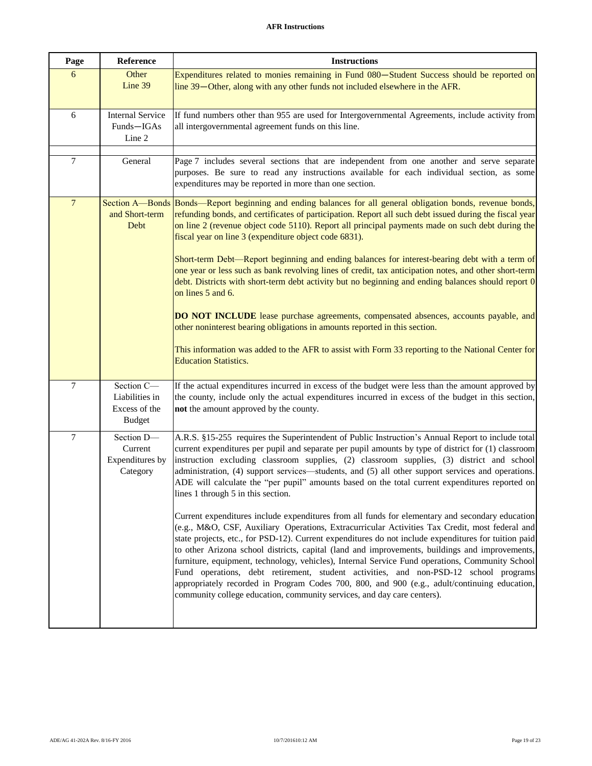| Page | Reference | Instructions |
|---|---|---|
| 6 | Other Line 39 | Expenditures related to monies remaining in Fund 080—Student Success should be reported on line 39—Other, along with any other funds not included elsewhere in the AFR. |
| 6 | Internal Service Funds—IGAs Line 2 | If fund numbers other than 955 are used for Intergovernmental Agreements, include activity from all intergovernmental agreement funds on this line. |
| | | |
| 7 | General | Page 7 includes several sections that are independent from one another and serve separate purposes. Be sure to read any instructions available for each individual section, as some expenditures may be reported in more than one section. |
| 7 | Section A—Bonds and Short-term Debt | Bonds—Report beginning and ending balances for all general obligation bonds, revenue bonds, refunding bonds, and certificates of participation. Report all such debt issued during the fiscal year on line 2 (revenue object code 5110). Report all principal payments made on such debt during the fiscal year on line 3 (expenditure object code 6831).<br><br>Short-term Debt—Report beginning and ending balances for interest-bearing debt with a term of one year or less such as bank revolving lines of credit, tax anticipation notes, and other short-term debt. Districts with short-term debt activity but no beginning and ending balances should report 0 on lines 5 and 6.<br><br>**DO NOT INCLUDE** lease purchase agreements, compensated absences, accounts payable, and other noninterest bearing obligations in amounts reported in this section.<br><br>This information was added to the AFR to assist with Form 33 reporting to the National Center for Education Statistics. |
| 7 | Section C—Liabilities in Excess of the Budget | If the actual expenditures incurred in excess of the budget were less than the amount approved by the county, include only the actual expenditures incurred in excess of the budget in this section, **not** the amount approved by the county. |
| 7 | Section D—Current Expenditures by Category | A.R.S. §15-255 requires the Superintendent of Public Instruction's Annual Report to include total current expenditures per pupil and separate per pupil amounts by type of district for (1) classroom instruction excluding classroom supplies, (2) classroom supplies, (3) district and school administration, (4) support services—students, and (5) all other support services and operations. ADE will calculate the "per pupil" amounts based on the total current expenditures reported on lines 1 through 5 in this section.<br><br>Current expenditures include expenditures from all funds for elementary and secondary education (e.g., M&O, CSF, Auxiliary Operations, Extracurricular Activities Tax Credit, most federal and state projects, etc., for PSD-12). Current expenditures do not include expenditures for tuition paid to other Arizona school districts, capital (land and improvements, buildings and improvements, furniture, equipment, technology, vehicles), Internal Service Fund operations, Community School Fund operations, debt retirement, student activities, and non-PSD-12 school programs appropriately recorded in Program Codes 700, 800, and 900 (e.g., adult/continuing education, community college education, community services, and day care centers). |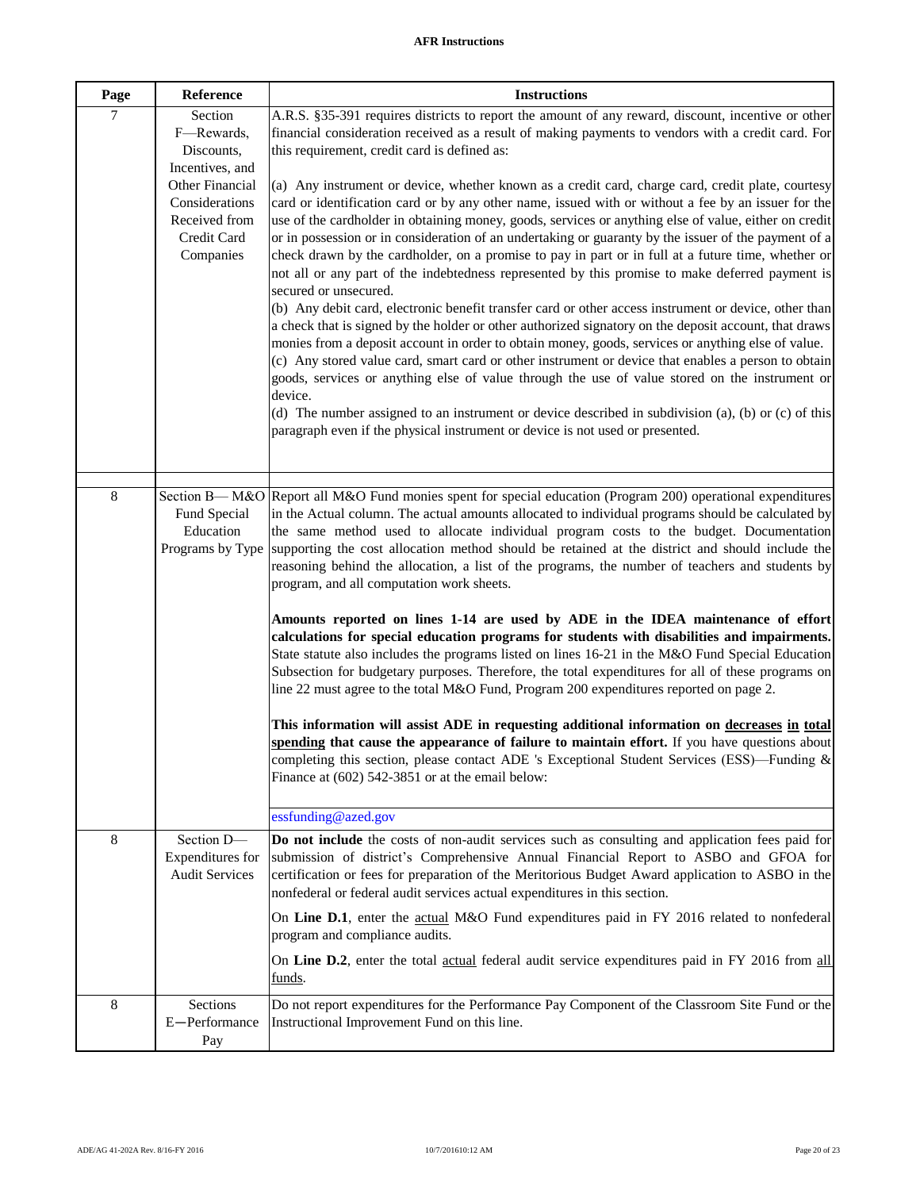**AFR Instructions**

| Page | Reference | Instructions |
|---|---|---|
| 7 | Section F—Rewards, Discounts, Incentives, and Other Financial Considerations Received from Credit Card Companies | A.R.S. §35-391 requires districts to report the amount of any reward, discount, incentive or other financial consideration received as a result of making payments to vendors with a credit card. For this requirement, credit card is defined as:<br><br>(a) Any instrument or device, whether known as a credit card, charge card, credit plate, courtesy card or identification card or by any other name, issued with or without a fee by an issuer for the use of the cardholder in obtaining money, goods, services or anything else of value, either on credit or in possession or in consideration of an undertaking or guaranty by the issuer of the payment of a check drawn by the cardholder, on a promise to pay in part or in full at a future time, whether or not all or any part of the indebtedness represented by this promise to make deferred payment is secured or unsecured.<br>(b) Any debit card, electronic benefit transfer card or other access instrument or device, other than a check that is signed by the holder or other authorized signatory on the deposit account, that draws monies from a deposit account in order to obtain money, goods, services or anything else of value.<br>(c) Any stored value card, smart card or other instrument or device that enables a person to obtain goods, services or anything else of value through the use of value stored on the instrument or device.<br>(d) The number assigned to an instrument or device described in subdivision (a), (b) or (c) of this paragraph even if the physical instrument or device is not used or presented. |
| 8 | Section B— M&O Fund Special Education Programs by Type | Report all M&O Fund monies spent for special education (Program 200) operational expenditures in the Actual column. The actual amounts allocated to individual programs should be calculated by the same method used to allocate individual program costs to the budget. Documentation supporting the cost allocation method should be retained at the district and should include the reasoning behind the allocation, a list of the programs, the number of teachers and students by program, and all computation work sheets.<br><br>**Amounts reported on lines 1-14 are used by ADE in the IDEA maintenance of effort calculations for special education programs for students with disabilities and impairments.** State statute also includes the programs listed on lines 16-21 in the M&O Fund Special Education Subsection for budgetary purposes. Therefore, the total expenditures for all of these programs on line 22 must agree to the total M&O Fund, Program 200 expenditures reported on page 2.<br><br>**This information will assist ADE in requesting additional information on <u>decreases</u> <u>in</u> <u>total spending</u> that cause the appearance of failure to maintain effort.** If you have questions about completing this section, please contact ADE 's Exceptional Student Services (ESS)—Funding & Finance at (602) 542-3851 or at the email below:<br><br>essfunding@azed.gov |
| 8 | Section D—Expenditures for Audit Services | **Do not include** the costs of non-audit services such as consulting and application fees paid for submission of district's Comprehensive Annual Financial Report to ASBO and GFOA for certification or fees for preparation of the Meritorious Budget Award application to ASBO in the nonfederal or federal audit services actual expenditures in this section.<br><br>On **Line D.1**, enter the <u>actual</u> M&O Fund expenditures paid in FY 2016 related to nonfederal program and compliance audits.<br><br>On **Line D.2**, enter the total <u>actual</u> federal audit service expenditures paid in FY 2016 from <u>all funds</u>. |
| 8 | Sections E—Performance Pay | Do not report expenditures for the Performance Pay Component of the Classroom Site Fund or the Instructional Improvement Fund on this line. |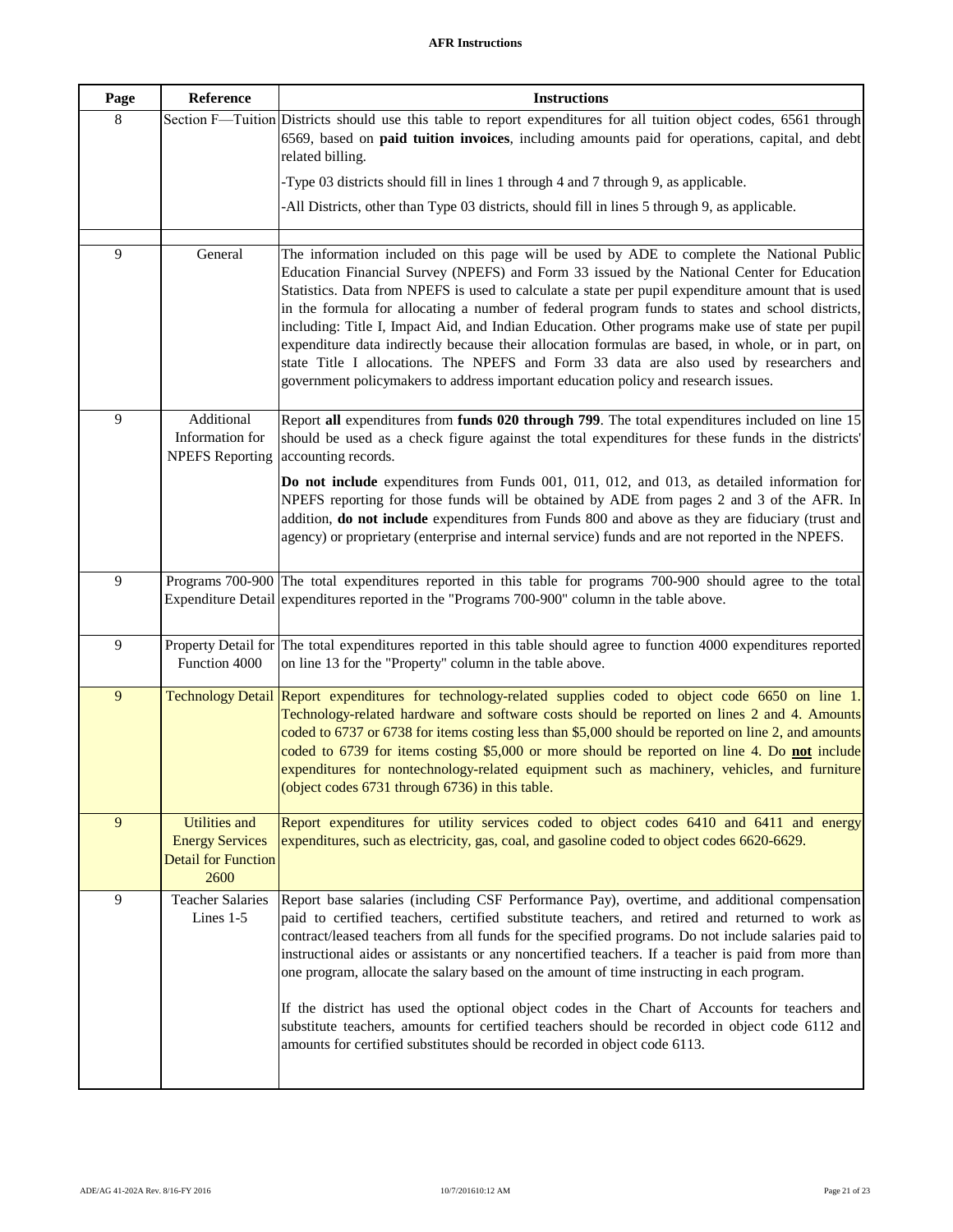**AFR Instructions**

| Page | Reference | Instructions |
|---|---|---|
| 8 | Section F—Tuition | Districts should use this table to report expenditures for all tuition object codes, 6561 through 6569, based on **paid tuition invoices**, including amounts paid for operations, capital, and debt related billing.<br><br>-Type 03 districts should fill in lines 1 through 4 and 7 through 9, as applicable.<br><br>-All Districts, other than Type 03 districts, should fill in lines 5 through 9, as applicable. |
| 9 | General | The information included on this page will be used by ADE to complete the National Public Education Financial Survey (NPEFS) and Form 33 issued by the National Center for Education Statistics. Data from NPEFS is used to calculate a state per pupil expenditure amount that is used in the formula for allocating a number of federal program funds to states and school districts, including: Title I, Impact Aid, and Indian Education. Other programs make use of state per pupil expenditure data indirectly because their allocation formulas are based, in whole, or in part, on state Title I allocations. The NPEFS and Form 33 data are also used by researchers and government policymakers to address important education policy and research issues. |
| 9 | Additional Information for NPEFS Reporting | Report **all** expenditures from **funds 020 through 799**. The total expenditures included on line 15 should be used as a check figure against the total expenditures for these funds in the districts' accounting records.<br><br>**Do not include** expenditures from Funds 001, 011, 012, and 013, as detailed information for NPEFS reporting for those funds will be obtained by ADE from pages 2 and 3 of the AFR. In addition, **do not include** expenditures from Funds 800 and above as they are fiduciary (trust and agency) or proprietary (enterprise and internal service) funds and are not reported in the NPEFS. |
| 9 | Programs 700-900 Expenditure Detail | The total expenditures reported in this table for programs 700-900 should agree to the total expenditures reported in the "Programs 700-900" column in the table above. |
| 9 | Property Detail for Function 4000 | The total expenditures reported in this table should agree to function 4000 expenditures reported on line 13 for the "Property" column in the table above. |
| 9 | Technology Detail | Report expenditures for technology-related supplies coded to object code 6650 on line 1. Technology-related hardware and software costs should be reported on lines 2 and 4. Amounts coded to 6737 or 6738 for items costing less than $5,000 should be reported on line 2, and amounts coded to 6739 for items costing $5,000 or more should be reported on line 4. Do **not** include expenditures for nontechnology-related equipment such as machinery, vehicles, and furniture (object codes 6731 through 6736) in this table. |
| 9 | Utilities and Energy Services Detail for Function 2600 | Report expenditures for utility services coded to object codes 6410 and 6411 and energy expenditures, such as electricity, gas, coal, and gasoline coded to object codes 6620-6629. |
| 9 | Teacher Salaries Lines 1-5 | Report base salaries (including CSF Performance Pay), overtime, and additional compensation paid to certified teachers, certified substitute teachers, and retired and returned to work as contract/leased teachers from all funds for the specified programs. Do not include salaries paid to instructional aides or assistants or any noncertified teachers. If a teacher is paid from more than one program, allocate the salary based on the amount of time instructing in each program.<br><br>If the district has used the optional object codes in the Chart of Accounts for teachers and substitute teachers, amounts for certified teachers should be recorded in object code 6112 and amounts for certified substitutes should be recorded in object code 6113. |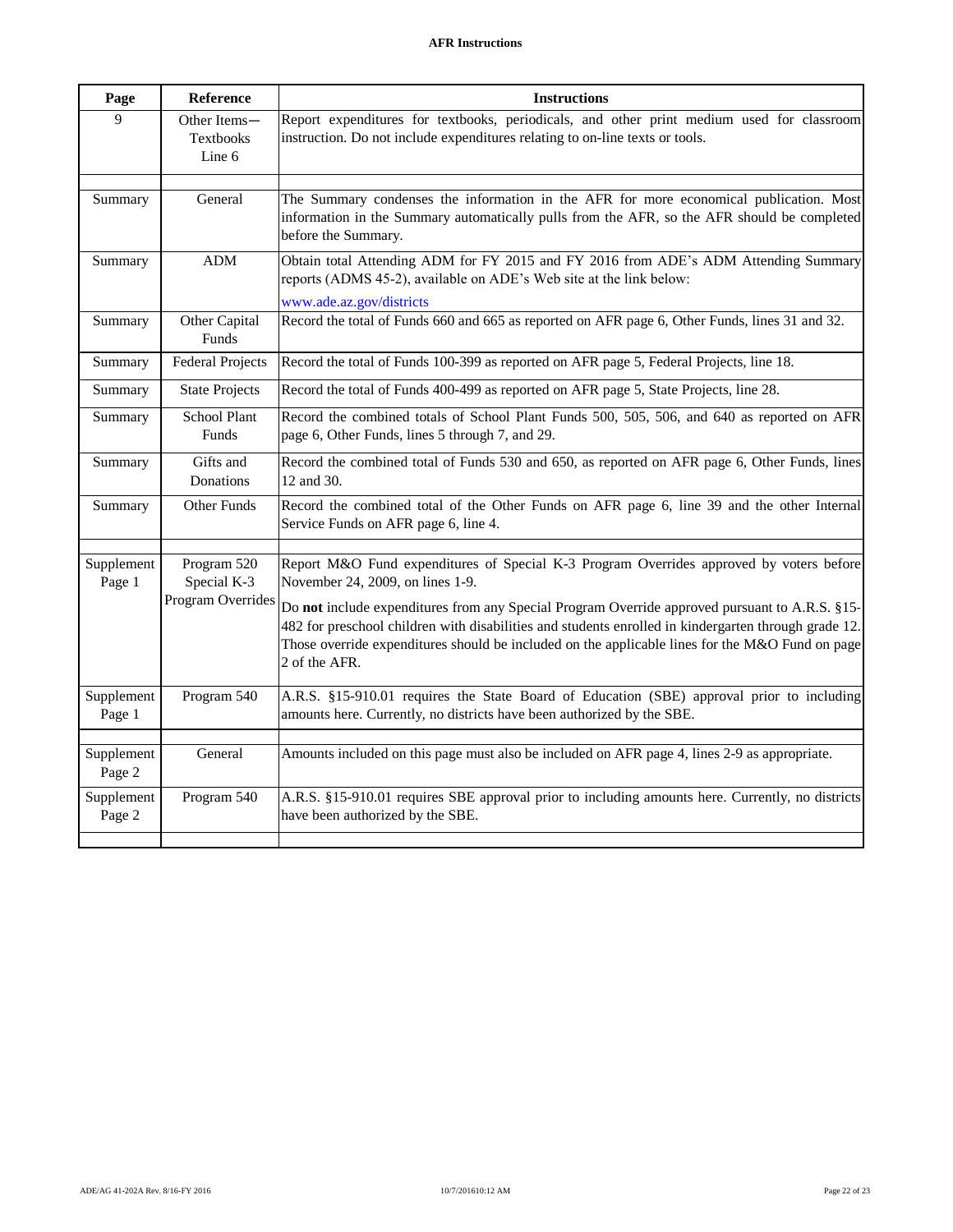**AFR Instructions**

| Page | Reference | Instructions |
|---|---|---|
| 9 | Other Items— Textbooks Line 6 | Report expenditures for textbooks, periodicals, and other print medium used for classroom instruction. Do not include expenditures relating to on-line texts or tools. |
| | | |
| Summary | General | The Summary condenses the information in the AFR for more economical publication. Most information in the Summary automatically pulls from the AFR, so the AFR should be completed before the Summary. |
| Summary | ADM | Obtain total Attending ADM for FY 2015 and FY 2016 from ADE's ADM Attending Summary reports (ADMS 45-2), available on ADE's Web site at the link below: www.ade.az.gov/districts |
| Summary | Other Capital Funds | Record the total of Funds 660 and 665 as reported on AFR page 6, Other Funds, lines 31 and 32. |
| Summary | Federal Projects | Record the total of Funds 100-399 as reported on AFR page 5, Federal Projects, line 18. |
| Summary | State Projects | Record the total of Funds 400-499 as reported on AFR page 5, State Projects, line 28. |
| Summary | School Plant Funds | Record the combined totals of School Plant Funds 500, 505, 506, and 640 as reported on AFR page 6, Other Funds, lines 5 through 7, and 29. |
| Summary | Gifts and Donations | Record the combined total of Funds 530 and 650, as reported on AFR page 6, Other Funds, lines 12 and 30. |
| Summary | Other Funds | Record the combined total of the Other Funds on AFR page 6, line 39 and the other Internal Service Funds on AFR page 6, line 4. |
| | | |
| Supplement Page 1 | Program 520 Special K-3 Program Overrides | Report M&O Fund expenditures of Special K-3 Program Overrides approved by voters before November 24, 2009, on lines 1-9.<br><br>Do **not** include expenditures from any Special Program Override approved pursuant to A.R.S. §15-482 for preschool children with disabilities and students enrolled in kindergarten through grade 12. Those override expenditures should be included on the applicable lines for the M&O Fund on page 2 of the AFR. |
| Supplement Page 1 | Program 540 | A.R.S. §15-910.01 requires the State Board of Education (SBE) approval prior to including amounts here. Currently, no districts have been authorized by the SBE. |
| | | |
| Supplement Page 2 | General | Amounts included on this page must also be included on AFR page 4, lines 2-9 as appropriate. |
| Supplement Page 2 | Program 540 | A.R.S. §15-910.01 requires SBE approval prior to including amounts here. Currently, no districts have been authorized by the SBE. |
| | | |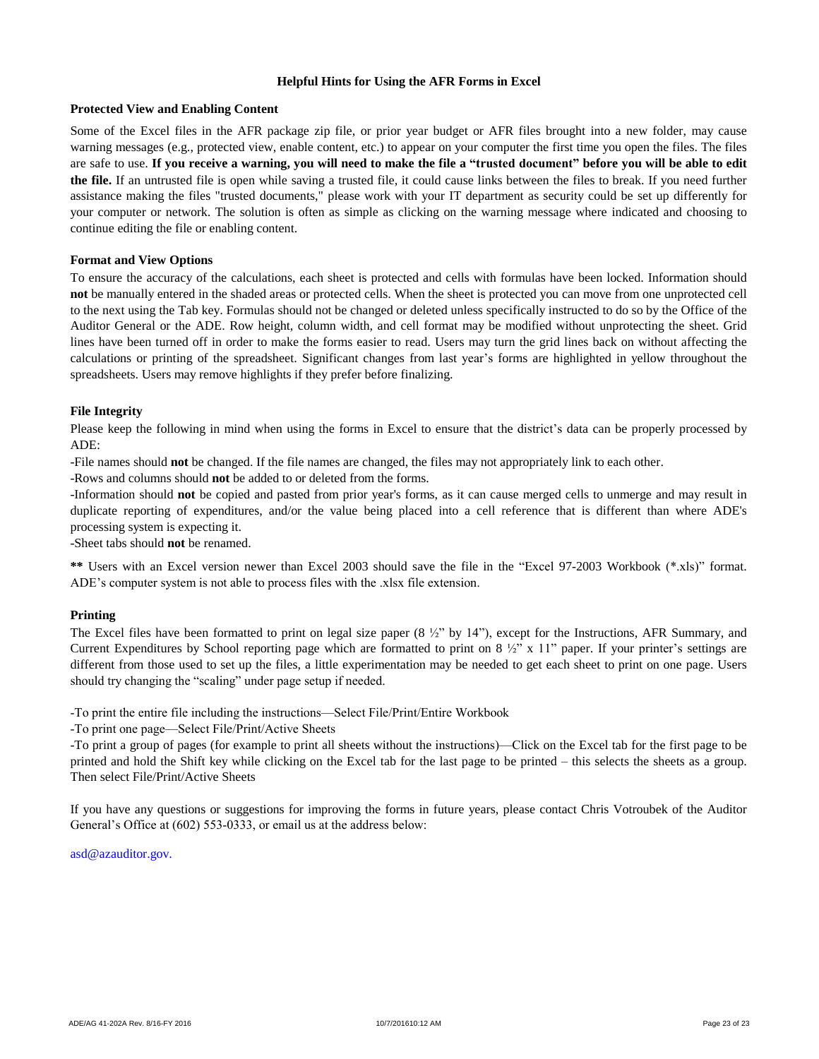## Helpful Hints for Using the AFR Forms in Excel

### Protected View and Enabling Content

Some of the Excel files in the AFR package zip file, or prior year budget or AFR files brought into a new folder, may cause warning messages (e.g., protected view, enable content, etc.) to appear on your computer the first time you open the files. The files are safe to use. **If you receive a warning, you will need to make the file a "trusted document" before you will be able to edit the file.** If an untrusted file is open while saving a trusted file, it could cause links between the files to break. If you need further assistance making the files "trusted documents," please work with your IT department as security could be set up differently for your computer or network. The solution is often as simple as clicking on the warning message where indicated and choosing to continue editing the file or enabling content.

### Format and View Options

To ensure the accuracy of the calculations, each sheet is protected and cells with formulas have been locked. Information should **not** be manually entered in the shaded areas or protected cells. When the sheet is protected you can move from one unprotected cell to the next using the Tab key. Formulas should not be changed or deleted unless specifically instructed to do so by the Office of the Auditor General or the ADE. Row height, column width, and cell format may be modified without unprotecting the sheet. Grid lines have been turned off in order to make the forms easier to read. Users may turn the grid lines back on without affecting the calculations or printing of the spreadsheet. Significant changes from last year's forms are highlighted in yellow throughout the spreadsheets. Users may remove highlights if they prefer before finalizing.

### File Integrity

Please keep the following in mind when using the forms in Excel to ensure that the district's data can be properly processed by ADE:

-File names should **not** be changed. If the file names are changed, the files may not appropriately link to each other.

-Rows and columns should **not** be added to or deleted from the forms.

-Information should **not** be copied and pasted from prior year's forms, as it can cause merged cells to unmerge and may result in duplicate reporting of expenditures, and/or the value being placed into a cell reference that is different than where ADE's processing system is expecting it.

-Sheet tabs should **not** be renamed.

**\*\*** Users with an Excel version newer than Excel 2003 should save the file in the "Excel 97-2003 Workbook (*.xls)" format. ADE's computer system is not able to process files with the .xlsx file extension.

### Printing

The Excel files have been formatted to print on legal size paper (8 ½" by 14"), except for the Instructions, AFR Summary, and Current Expenditures by School reporting page which are formatted to print on 8 ½" x 11" paper. If your printer's settings are different from those used to set up the files, a little experimentation may be needed to get each sheet to print on one page. Users should try changing the "scaling" under page setup if needed.

-To print the entire file including the instructions—Select File/Print/Entire Workbook

-To print one page—Select File/Print/Active Sheets

-To print a group of pages (for example to print all sheets without the instructions)—Click on the Excel tab for the first page to be printed and hold the Shift key while clicking on the Excel tab for the last page to be printed – this selects the sheets as a group. Then select File/Print/Active Sheets

If you have any questions or suggestions for improving the forms in future years, please contact Chris Votroubek of the Auditor General's Office at (602) 553-0333, or email us at the address below:

asd@azauditor.gov.